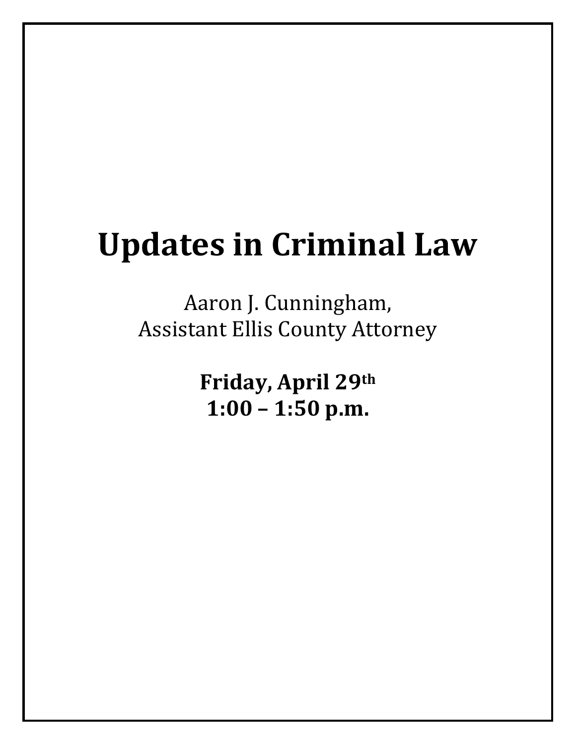# Updates in Criminal Law

Aaron J. Cunningham,
Assistant Ellis County Attorney

**Friday, April 29th**
**1:00 – 1:50 p.m.**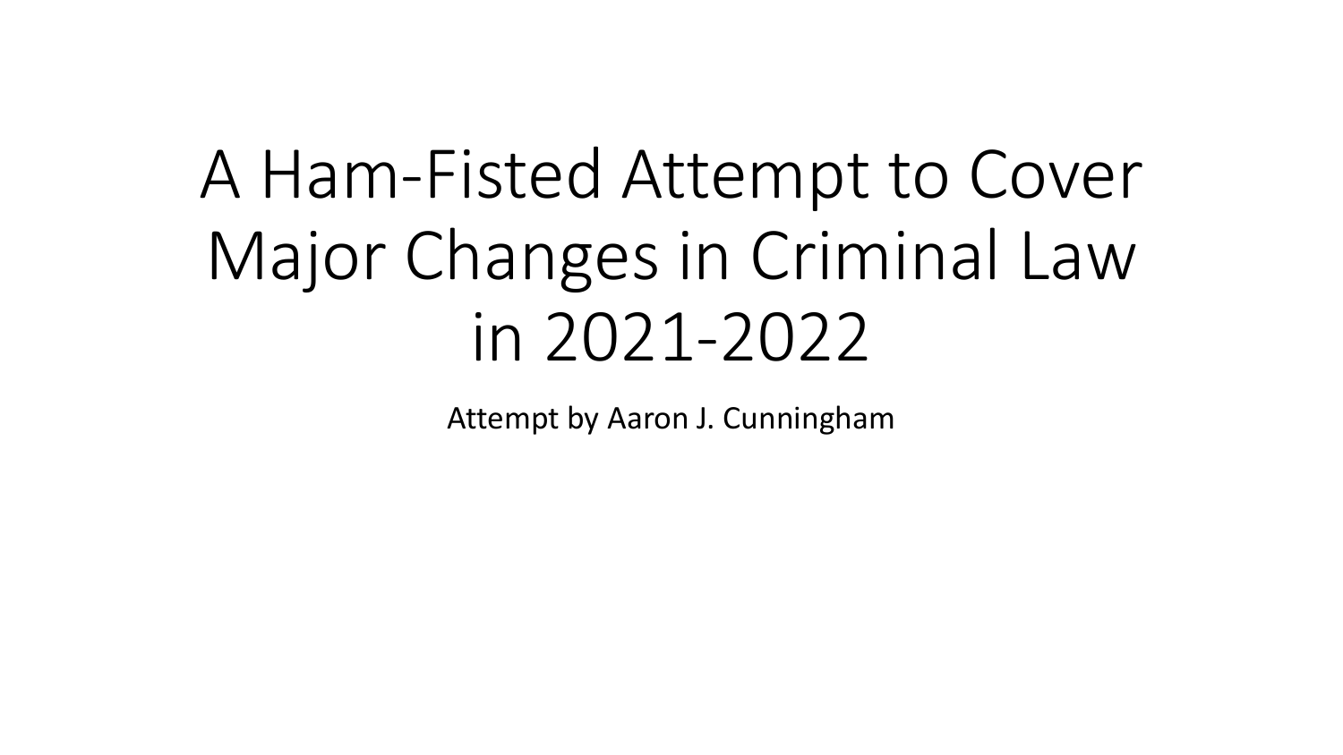# A Ham-Fisted Attempt to Cover Major Changes in Criminal Law in 2021-2022

Attempt by Aaron J. Cunningham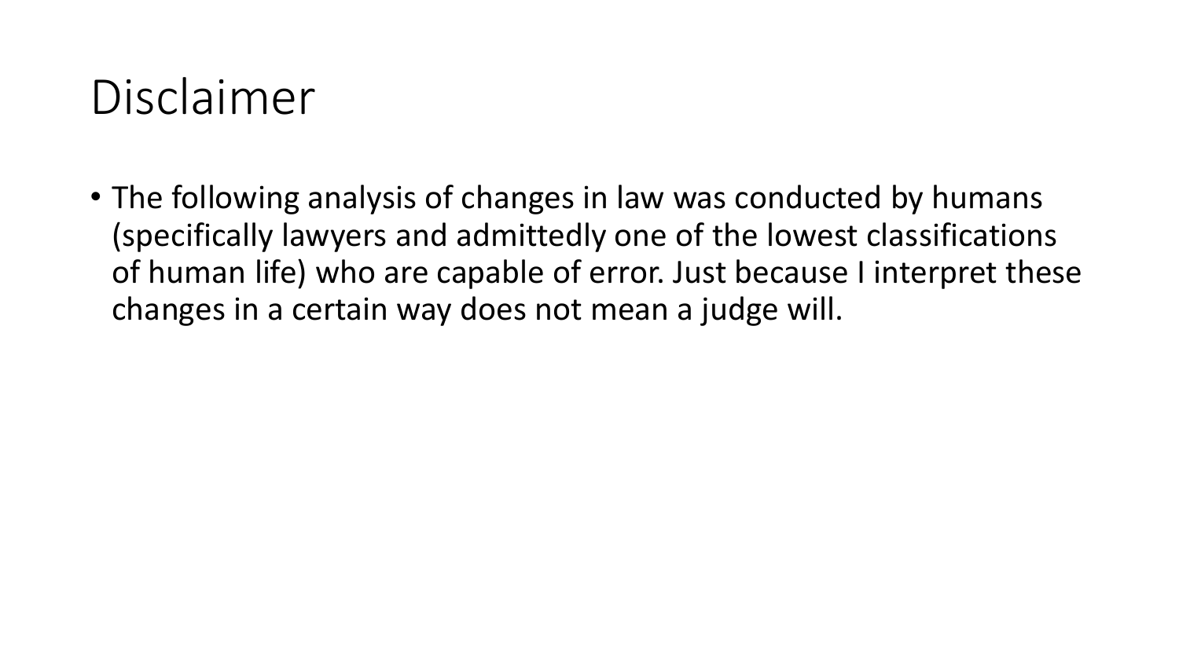# Disclaimer

- The following analysis of changes in law was conducted by humans (specifically lawyers and admittedly one of the lowest classifications of human life) who are capable of error. Just because I interpret these changes in a certain way does not mean a judge will.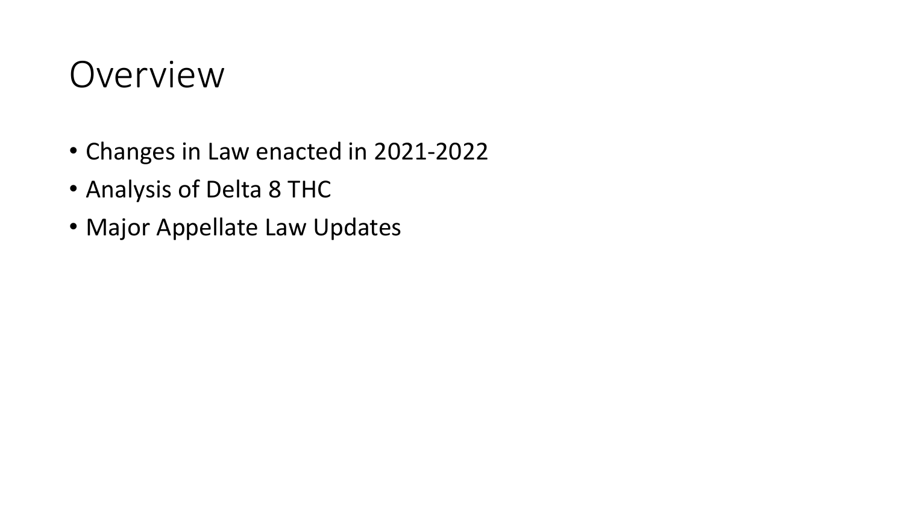# Overview

- Changes in Law enacted in 2021-2022
- Analysis of Delta 8 THC
- Major Appellate Law Updates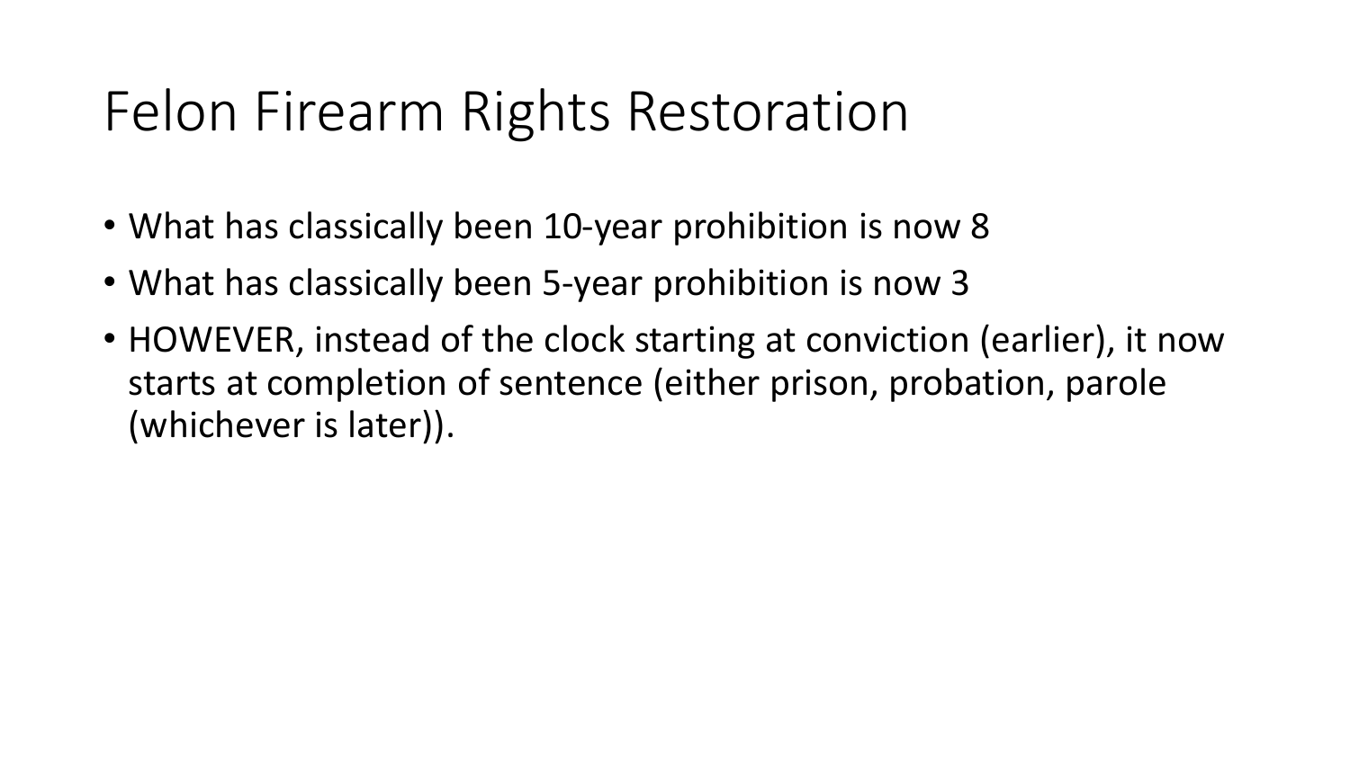# Felon Firearm Rights Restoration

- What has classically been 10-year prohibition is now 8
- What has classically been 5-year prohibition is now 3
- HOWEVER, instead of the clock starting at conviction (earlier), it now starts at completion of sentence (either prison, probation, parole (whichever is later)).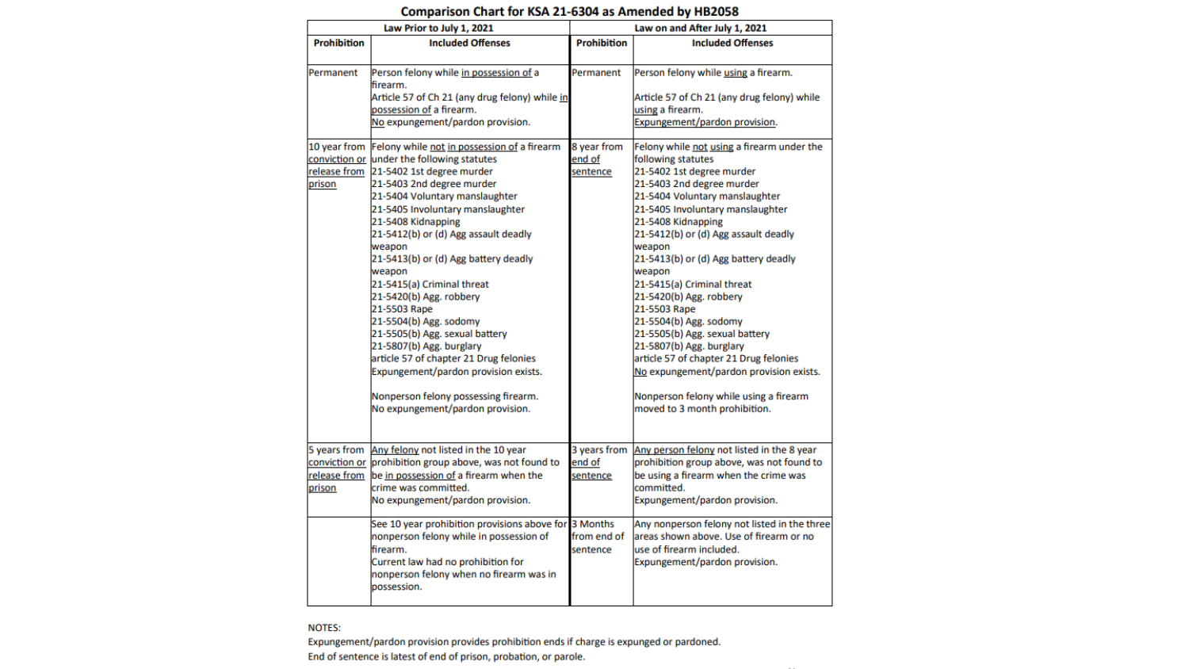# Comparison Chart for KSA 21-6304 as Amended by HB2058

| Law Prior to July 1, 2021 | | Law on and After July 1, 2021 | |
|---|---|---|---|
| **Prohibition** | **Included Offenses** | **Prohibition** | **Included Offenses** |
| Permanent | Person felony while in possession of a firearm.<br>Article 57 of Ch 21 (any drug felony) while in possession of a firearm.<br>No expungement/pardon provision. | Permanent | Person felony while using a firearm.<br>Article 57 of Ch 21 (any drug felony) while using a firearm.<br>Expungement/pardon provision. |
| 10 year from conviction or release from prison | Felony while not in possession of a firearm under the following statutes<br>21-5402 1st degree murder<br>21-5403 2nd degree murder<br>21-5404 Voluntary manslaughter<br>21-5405 Involuntary manslaughter<br>21-5408 Kidnapping<br>21-5412(b) or (d) Agg assault deadly weapon<br>21-5413(b) or (d) Agg battery deadly weapon<br>21-5415(a) Criminal threat<br>21-5420(b) Agg. robbery<br>21-5503 Rape<br>21-5504(b) Agg. sodomy<br>21-5505(b) Agg. sexual battery<br>21-5807(b) Agg. burglary<br>article 57 of chapter 21 Drug felonies<br>Expungement/pardon provision exists.<br><br>Nonperson felony possessing firearm.<br>No expungement/pardon provision. | 8 year from end of sentence | Felony while not using a firearm under the following statutes<br>21-5402 1st degree murder<br>21-5403 2nd degree murder<br>21-5404 Voluntary manslaughter<br>21-5405 Involuntary manslaughter<br>21-5408 Kidnapping<br>21-5412(b) or (d) Agg assault deadly weapon<br>21-5413(b) or (d) Agg battery deadly weapon<br>21-5415(a) Criminal threat<br>21-5420(b) Agg. robbery<br>21-5503 Rape<br>21-5504(b) Agg. sodomy<br>21-5505(b) Agg. sexual battery<br>21-5807(b) Agg. burglary<br>article 57 of chapter 21 Drug felonies<br>No expungement/pardon provision exists.<br><br>Nonperson felony while using a firearm moved to 3 month prohibition. |
| 5 years from conviction or release from prison | Any felony not listed in the 10 year prohibition group above, was not found to be in possession of a firearm when the crime was committed.<br>No expungement/pardon provision. | 3 years from end of sentence | Any person felony not listed in the 8 year prohibition group above, was not found to be using a firearm when the crime was committed.<br>Expungement/pardon provision. |
| | See 10 year prohibition provisions above for nonperson felony while in possession of firearm.<br>Current law had no prohibition for nonperson felony when no firearm was in possession. | 3 Months from end of sentence | Any nonperson felony not listed in the three areas shown above. Use of firearm or no use of firearm included.<br>Expungement/pardon provision. |

NOTES:
Expungement/pardon provision provides prohibition ends if charge is expunged or pardoned.
End of sentence is latest of end of prison, probation, or parole.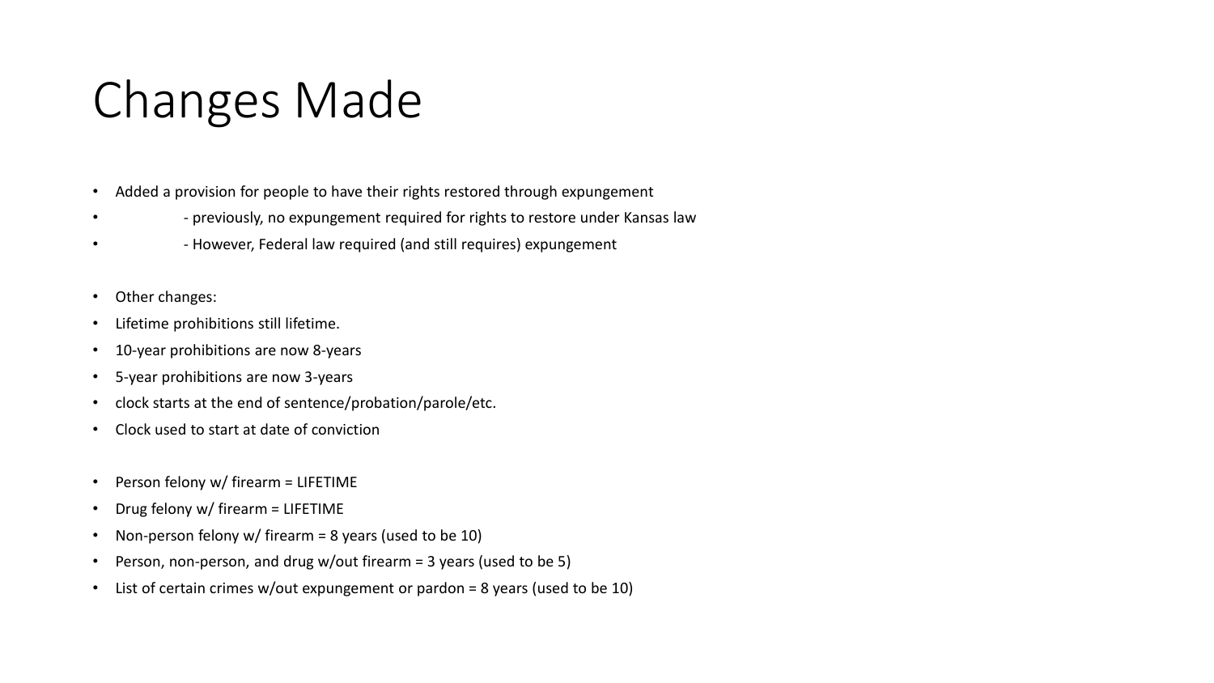# Changes Made

- Added a provision for people to have their rights restored through expungement
  - previously, no expungement required for rights to restore under Kansas law
  - However, Federal law required (and still requires) expungement

- Other changes:
- Lifetime prohibitions still lifetime.
- 10-year prohibitions are now 8-years
- 5-year prohibitions are now 3-years
- clock starts at the end of sentence/probation/parole/etc.
- Clock used to start at date of conviction

- Person felony w/ firearm = LIFETIME
- Drug felony w/ firearm = LIFETIME
- Non-person felony w/ firearm = 8 years (used to be 10)
- Person, non-person, and drug w/out firearm = 3 years (used to be 5)
- List of certain crimes w/out expungement or pardon = 8 years (used to be 10)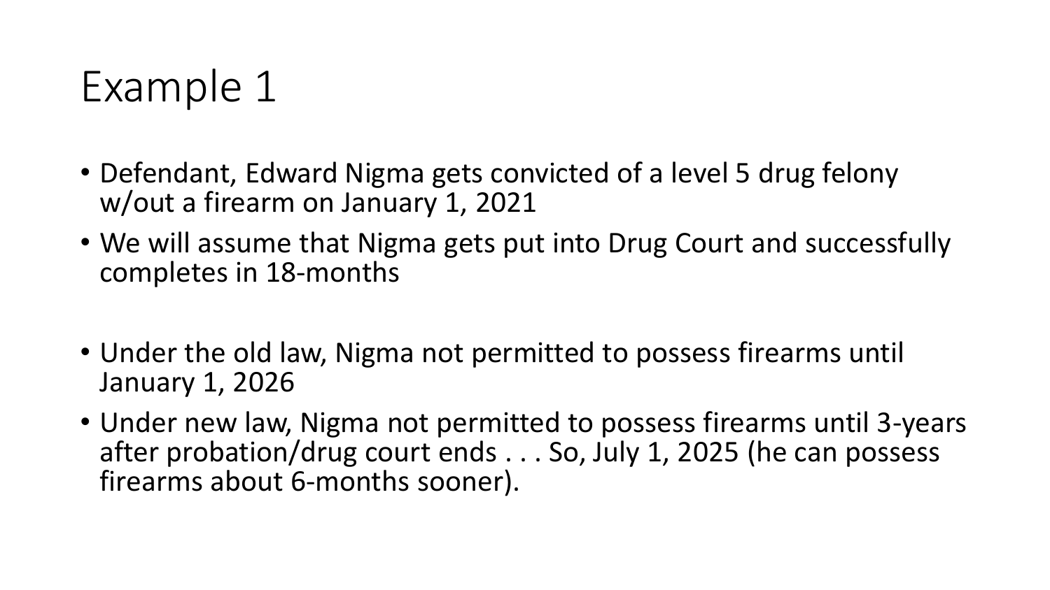# Example 1

- Defendant, Edward Nigma gets convicted of a level 5 drug felony w/out a firearm on January 1, 2021
- We will assume that Nigma gets put into Drug Court and successfully completes in 18-months

- Under the old law, Nigma not permitted to possess firearms until January 1, 2026
- Under new law, Nigma not permitted to possess firearms until 3-years after probation/drug court ends . . . So, July 1, 2025 (he can possess firearms about 6-months sooner).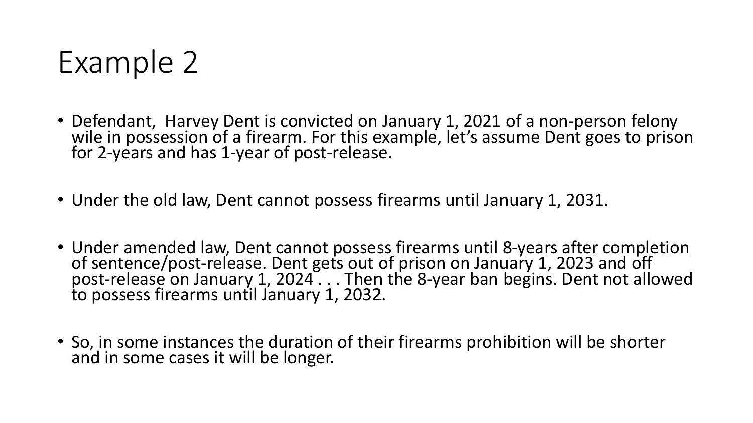# Example 2

- Defendant,  Harvey Dent is convicted on January 1, 2021 of a non-person felony wile in possession of a firearm. For this example, let's assume Dent goes to prison for 2-years and has 1-year of post-release.
- Under the old law, Dent cannot possess firearms until January 1, 2031.
- Under amended law, Dent cannot possess firearms until 8-years after completion of sentence/post-release. Dent gets out of prison on January 1, 2023 and off post-release on January 1, 2024 . . . Then the 8-year ban begins. Dent not allowed to possess firearms until January 1, 2032.
- So, in some instances the duration of their firearms prohibition will be shorter and in some cases it will be longer.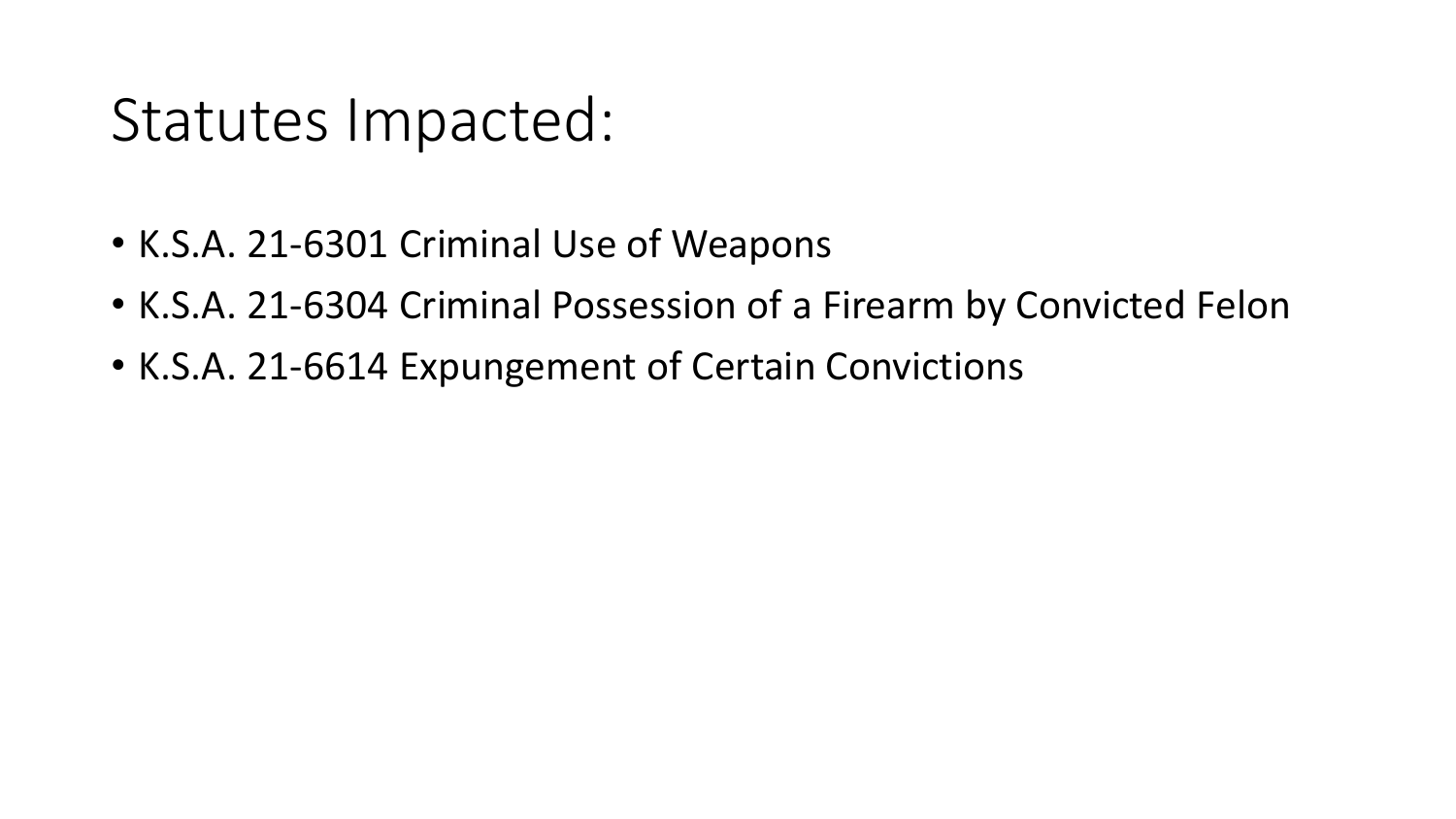# Statutes Impacted:

- K.S.A. 21-6301 Criminal Use of Weapons
- K.S.A. 21-6304 Criminal Possession of a Firearm by Convicted Felon
- K.S.A. 21-6614 Expungement of Certain Convictions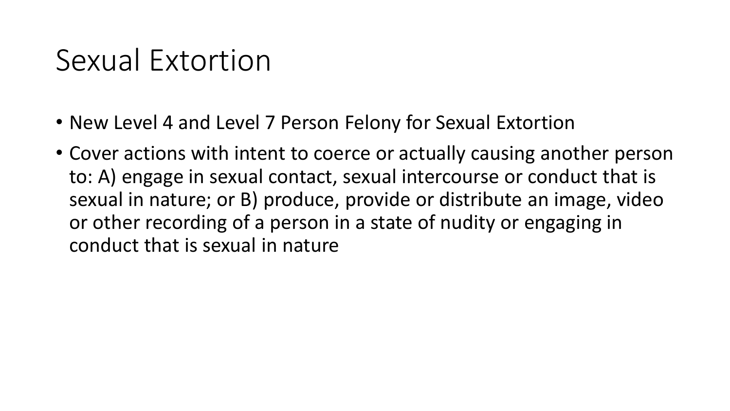# Sexual Extortion

- New Level 4 and Level 7 Person Felony for Sexual Extortion
- Cover actions with intent to coerce or actually causing another person to: A) engage in sexual contact, sexual intercourse or conduct that is sexual in nature; or B) produce, provide or distribute an image, video or other recording of a person in a state of nudity or engaging in conduct that is sexual in nature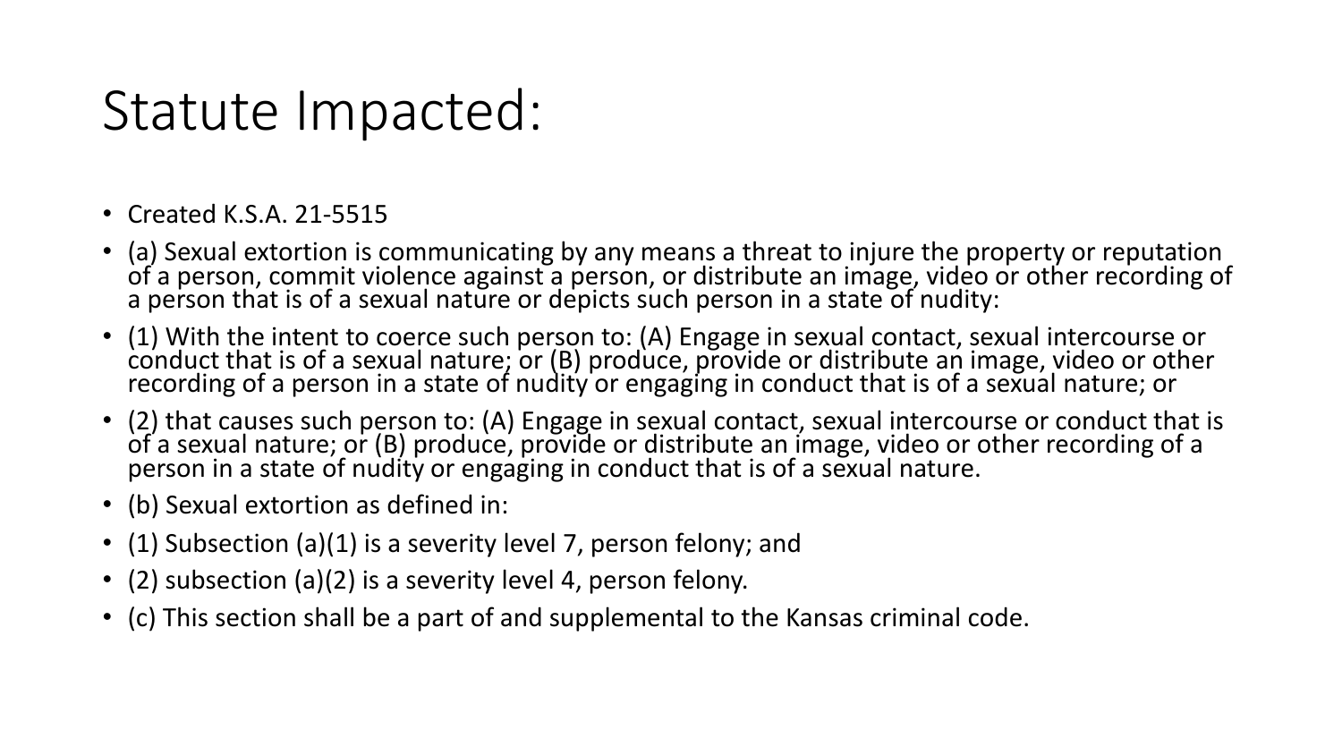# Statute Impacted:

- Created K.S.A. 21-5515
- (a) Sexual extortion is communicating by any means a threat to injure the property or reputation of a person, commit violence against a person, or distribute an image, video or other recording of a person that is of a sexual nature or depicts such person in a state of nudity:
- (1) With the intent to coerce such person to: (A) Engage in sexual contact, sexual intercourse or conduct that is of a sexual nature; or (B) produce, provide or distribute an image, video or other recording of a person in a state of nudity or engaging in conduct that is of a sexual nature; or
- (2) that causes such person to: (A) Engage in sexual contact, sexual intercourse or conduct that is of a sexual nature; or (B) produce, provide or distribute an image, video or other recording of a person in a state of nudity or engaging in conduct that is of a sexual nature.
- (b) Sexual extortion as defined in:
- (1) Subsection (a)(1) is a severity level 7, person felony; and
- (2) subsection (a)(2) is a severity level 4, person felony.
- (c) This section shall be a part of and supplemental to the Kansas criminal code.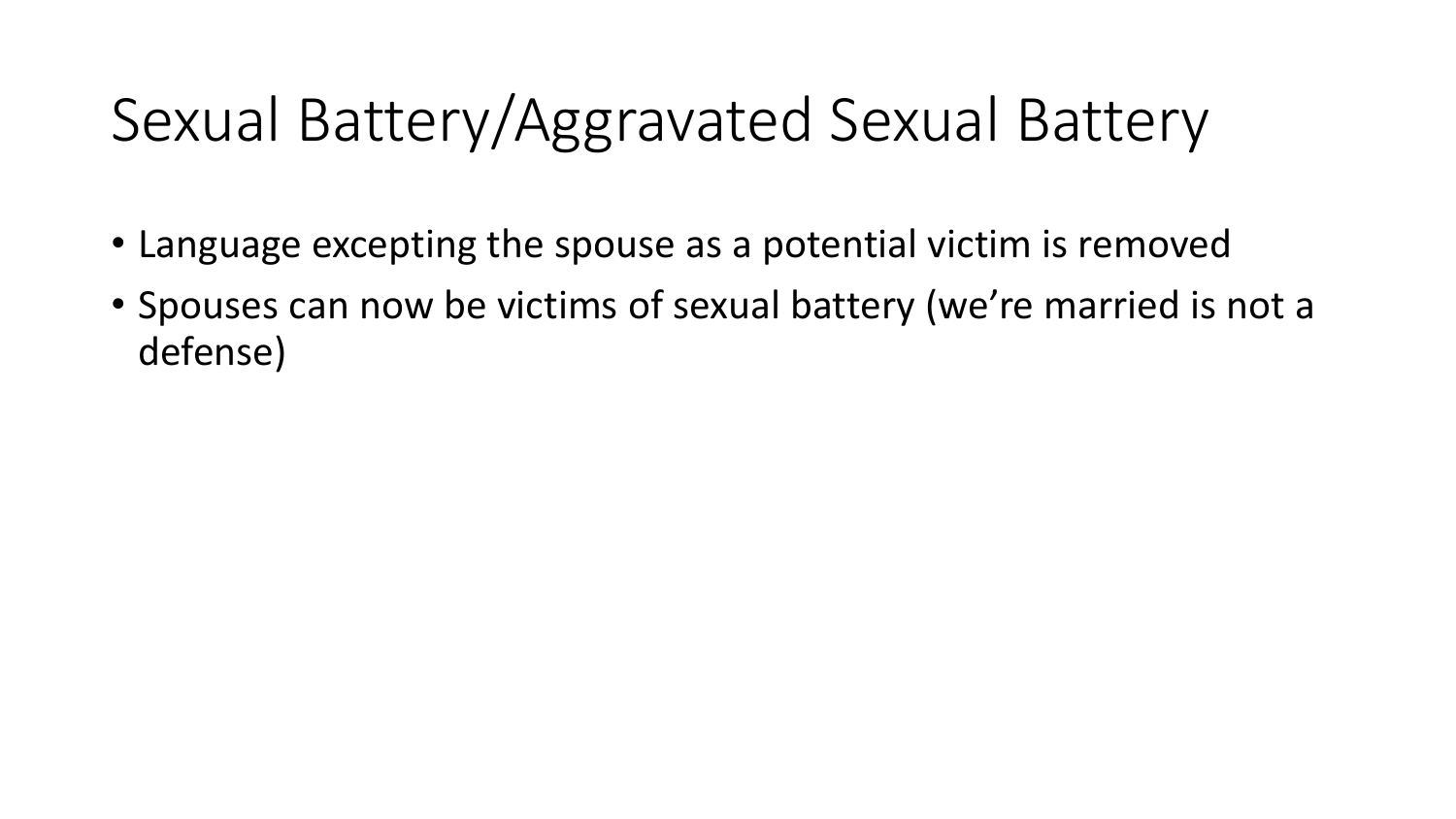# Sexual Battery/Aggravated Sexual Battery

- Language excepting the spouse as a potential victim is removed
- Spouses can now be victims of sexual battery (we're married is not a defense)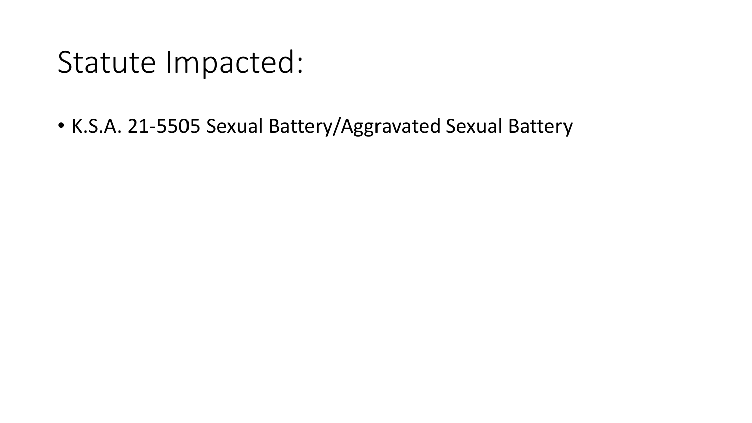# Statute Impacted:

- K.S.A. 21-5505 Sexual Battery/Aggravated Sexual Battery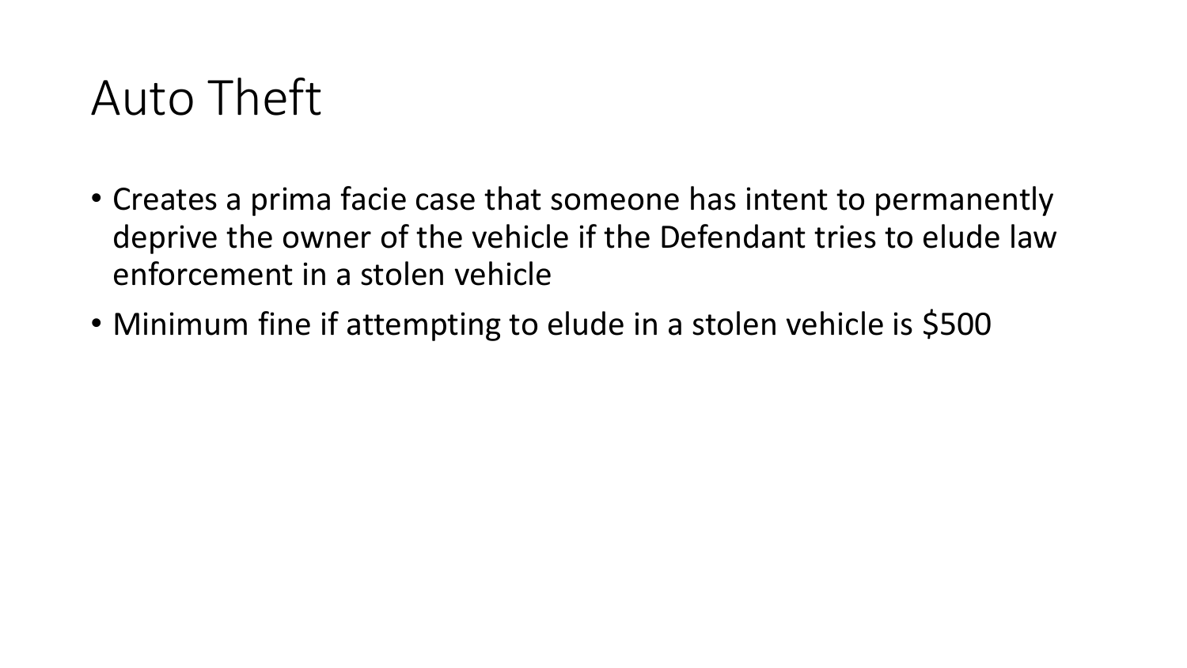# Auto Theft

- Creates a prima facie case that someone has intent to permanently deprive the owner of the vehicle if the Defendant tries to elude law enforcement in a stolen vehicle
- Minimum fine if attempting to elude in a stolen vehicle is $500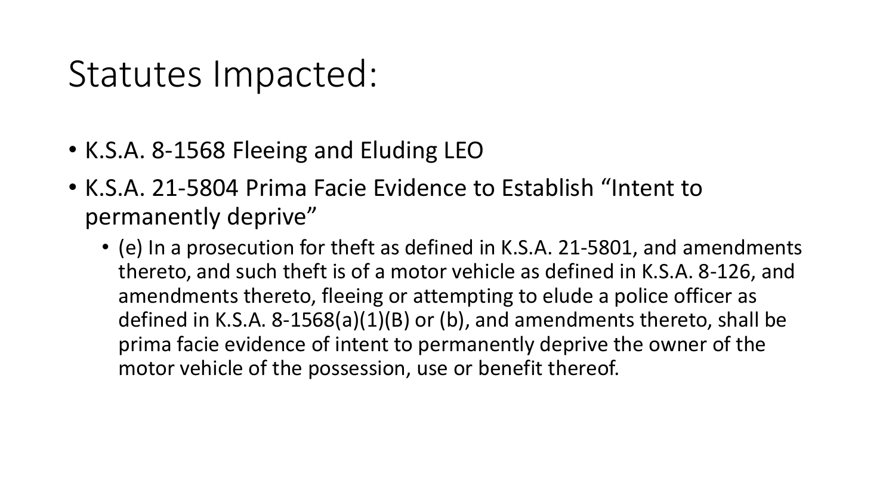# Statutes Impacted:

- K.S.A. 8-1568 Fleeing and Eluding LEO
- K.S.A. 21-5804 Prima Facie Evidence to Establish "Intent to permanently deprive"
  - (e) In a prosecution for theft as defined in K.S.A. 21-5801, and amendments thereto, and such theft is of a motor vehicle as defined in K.S.A. 8-126, and amendments thereto, fleeing or attempting to elude a police officer as defined in K.S.A. 8-1568(a)(1)(B) or (b), and amendments thereto, shall be prima facie evidence of intent to permanently deprive the owner of the motor vehicle of the possession, use or benefit thereof.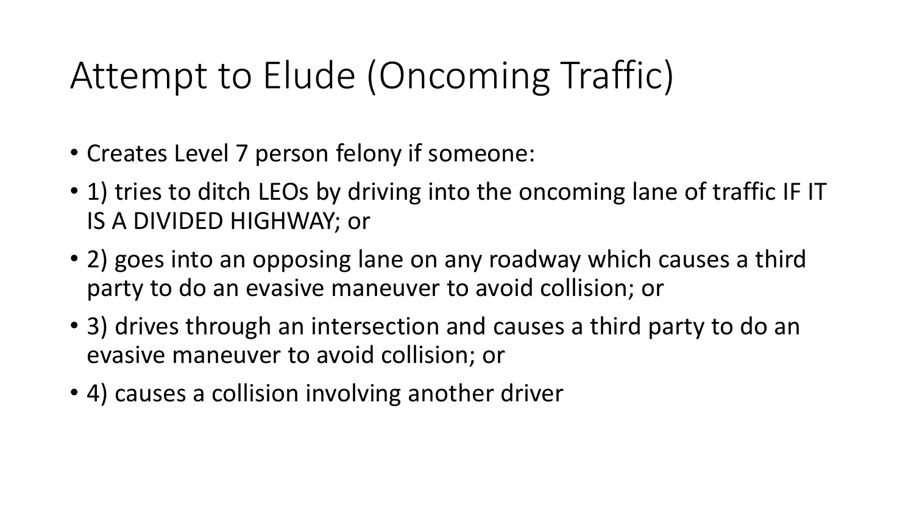# Attempt to Elude (Oncoming Traffic)

- Creates Level 7 person felony if someone:
- 1) tries to ditch LEOs by driving into the oncoming lane of traffic IF IT IS A DIVIDED HIGHWAY; or
- 2) goes into an opposing lane on any roadway which causes a third party to do an evasive maneuver to avoid collision; or
- 3) drives through an intersection and causes a third party to do an evasive maneuver to avoid collision; or
- 4) causes a collision involving another driver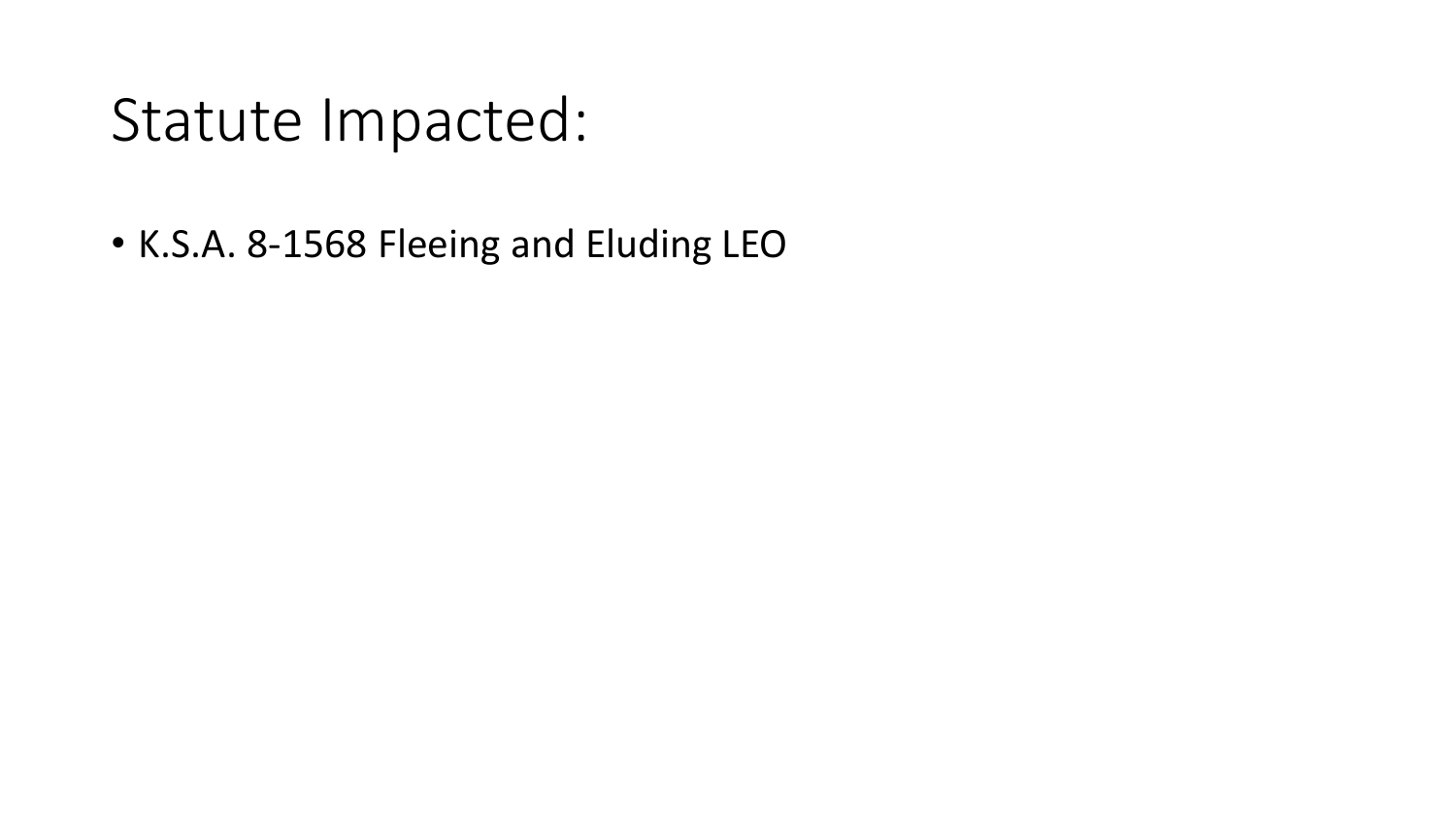# Statute Impacted:

- K.S.A. 8-1568 Fleeing and Eluding LEO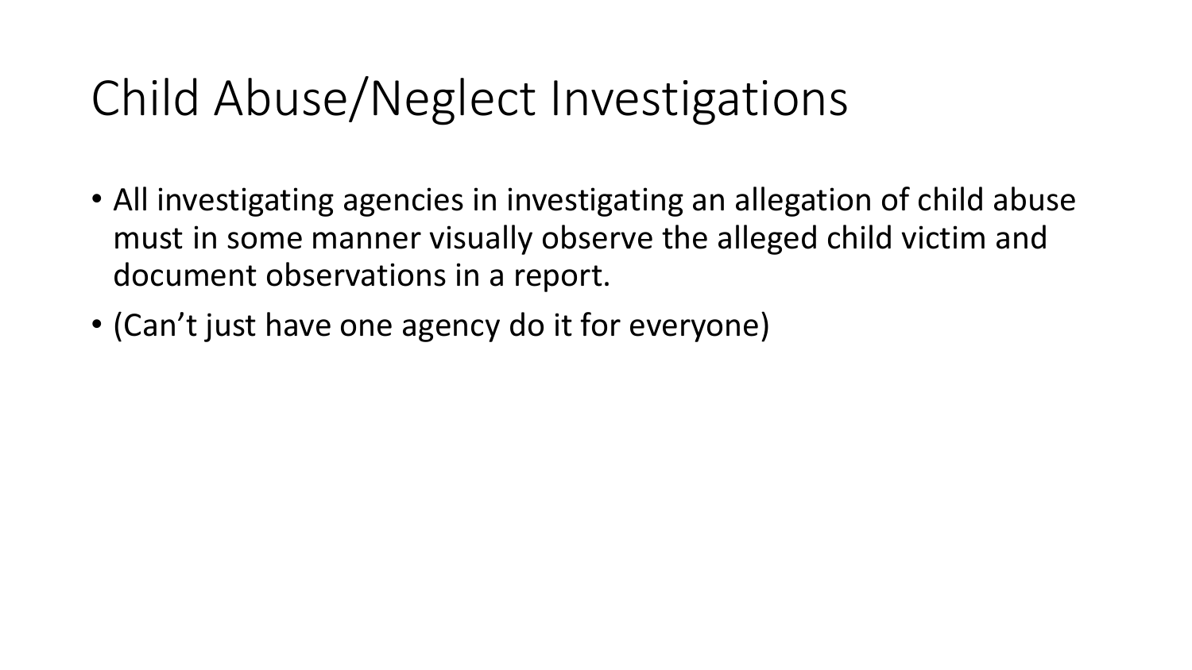# Child Abuse/Neglect Investigations

- All investigating agencies in investigating an allegation of child abuse must in some manner visually observe the alleged child victim and document observations in a report.
- (Can’t just have one agency do it for everyone)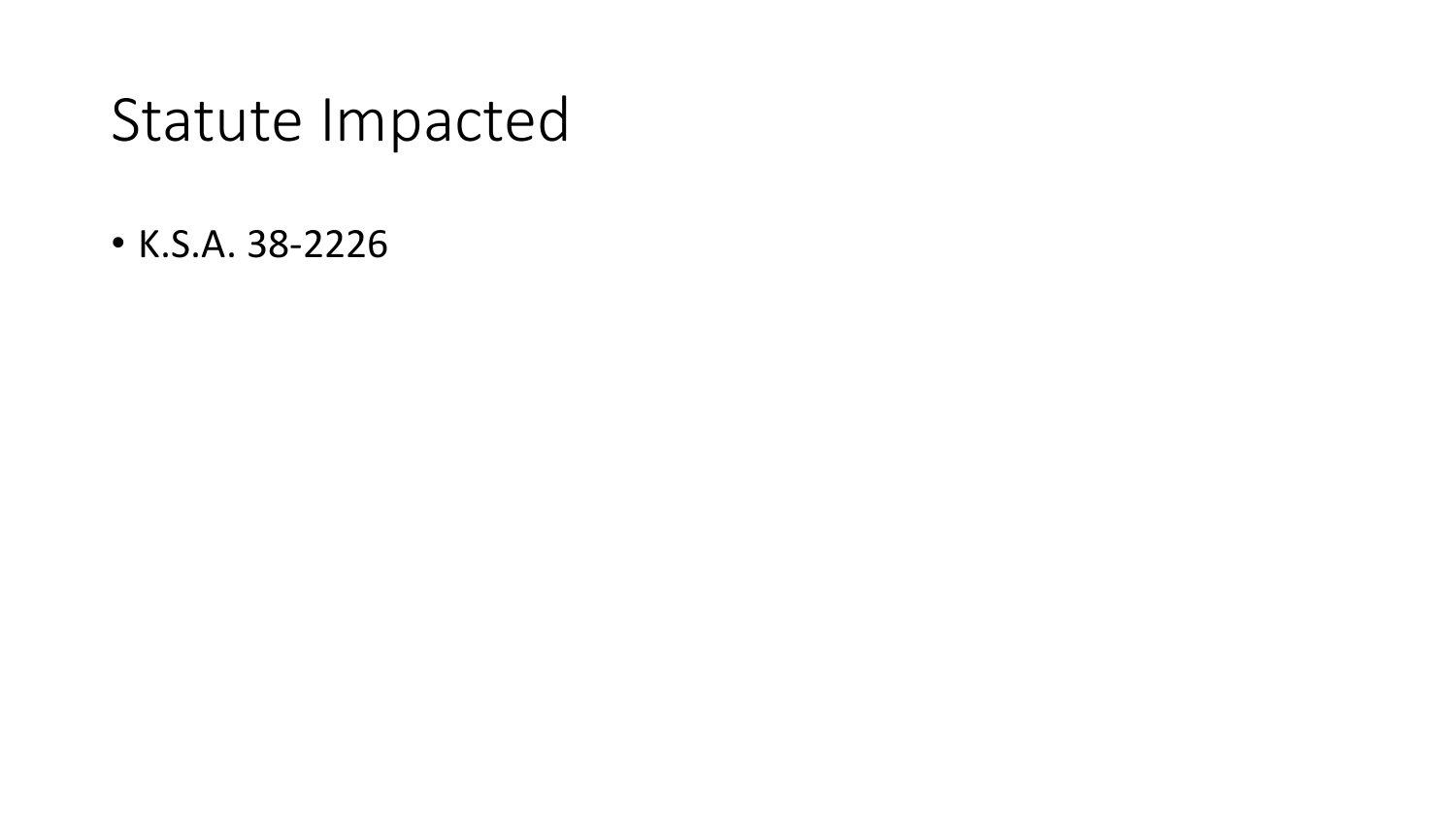# Statute Impacted

- K.S.A. 38-2226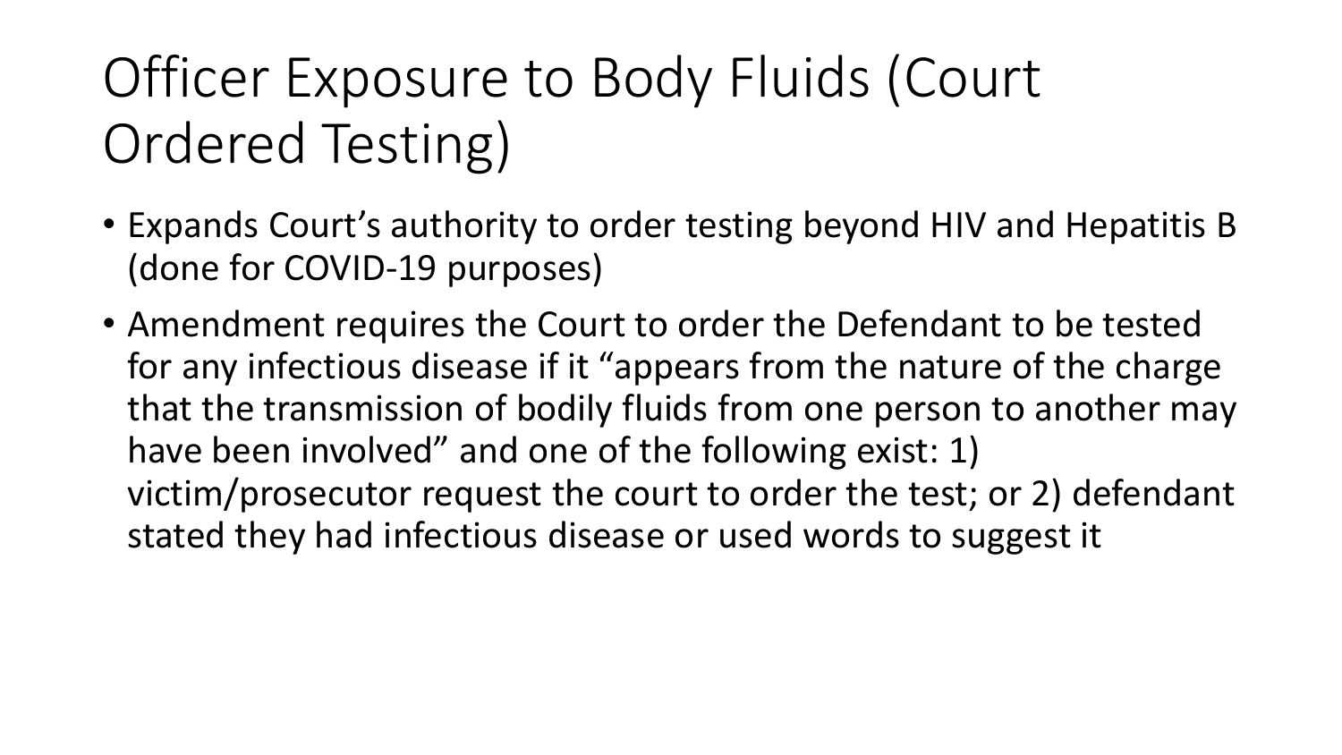# Officer Exposure to Body Fluids (Court Ordered Testing)

- Expands Court's authority to order testing beyond HIV and Hepatitis B (done for COVID-19 purposes)
- Amendment requires the Court to order the Defendant to be tested for any infectious disease if it "appears from the nature of the charge that the transmission of bodily fluids from one person to another may have been involved" and one of the following exist: 1) victim/prosecutor request the court to order the test; or 2) defendant stated they had infectious disease or used words to suggest it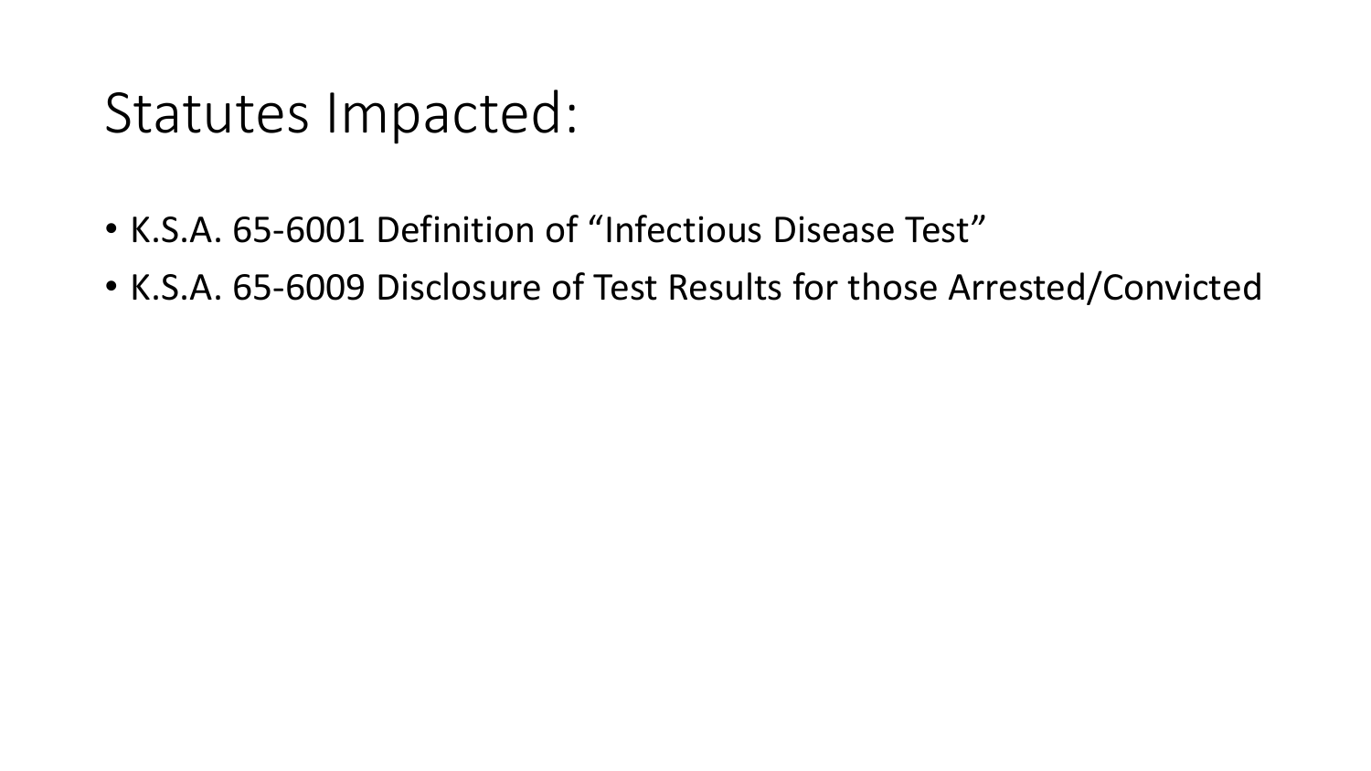# Statutes Impacted:

- K.S.A. 65-6001 Definition of “Infectious Disease Test”
- K.S.A. 65-6009 Disclosure of Test Results for those Arrested/Convicted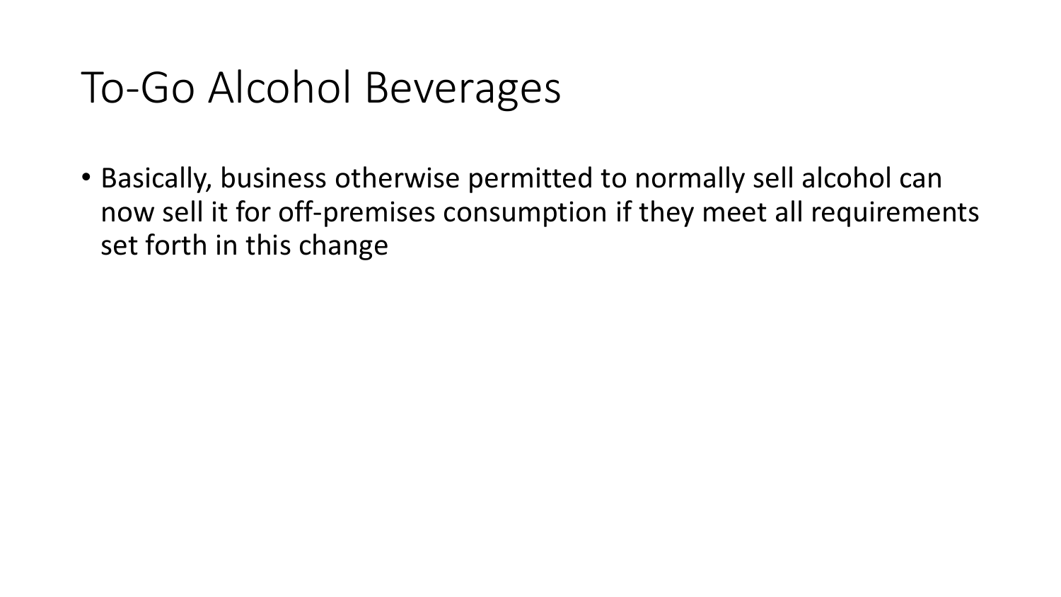# To-Go Alcohol Beverages

- Basically, business otherwise permitted to normally sell alcohol can now sell it for off-premises consumption if they meet all requirements set forth in this change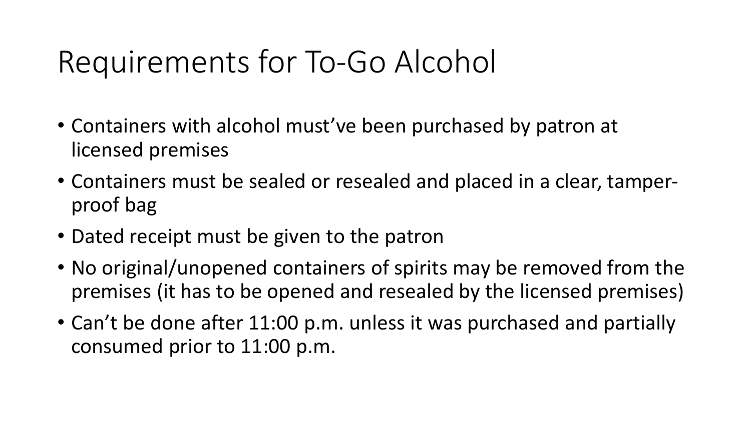# Requirements for To-Go Alcohol

- Containers with alcohol must've been purchased by patron at licensed premises
- Containers must be sealed or resealed and placed in a clear, tamper-proof bag
- Dated receipt must be given to the patron
- No original/unopened containers of spirits may be removed from the premises (it has to be opened and resealed by the licensed premises)
- Can't be done after 11:00 p.m. unless it was purchased and partially consumed prior to 11:00 p.m.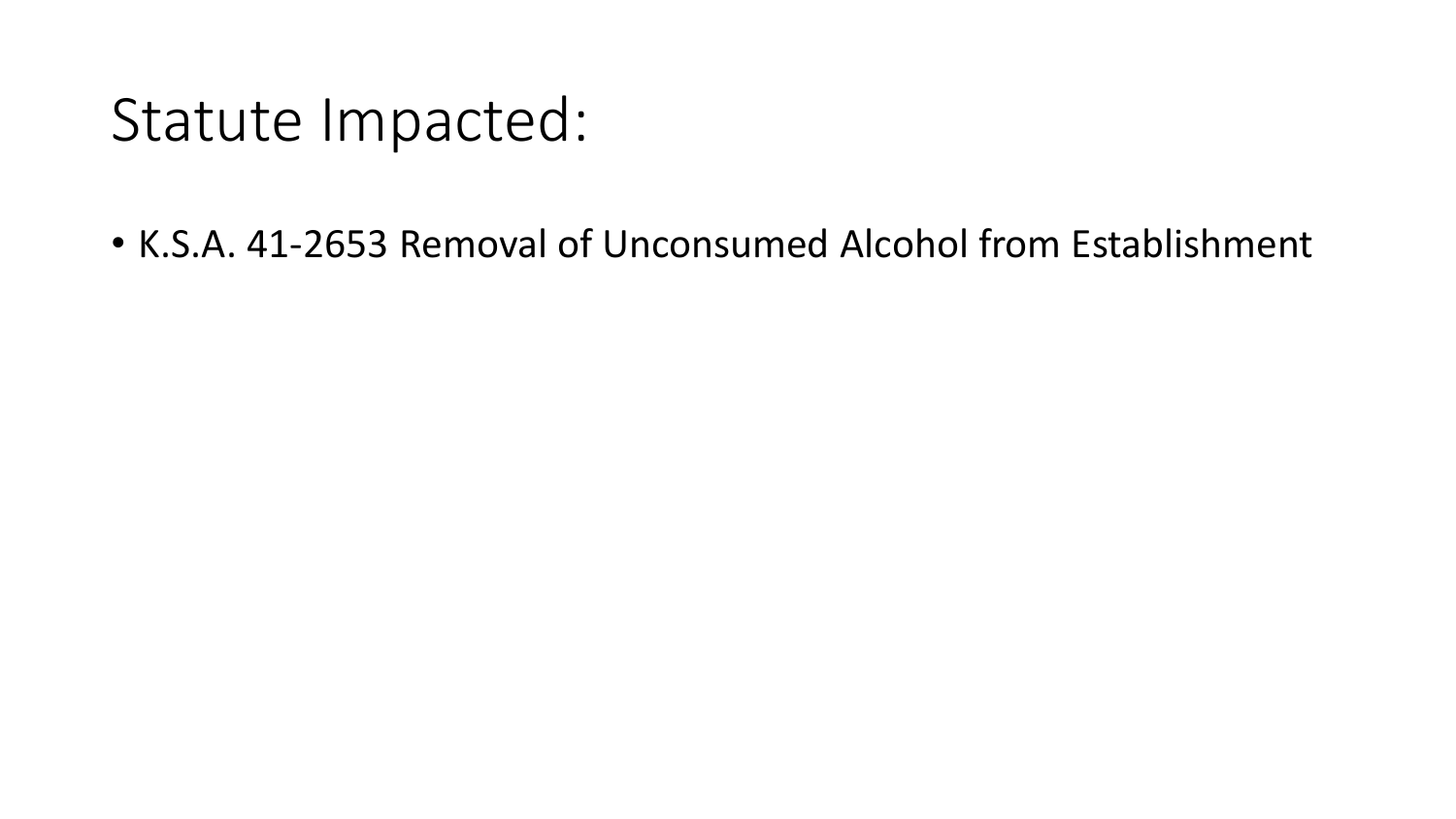# Statute Impacted:

- K.S.A. 41-2653 Removal of Unconsumed Alcohol from Establishment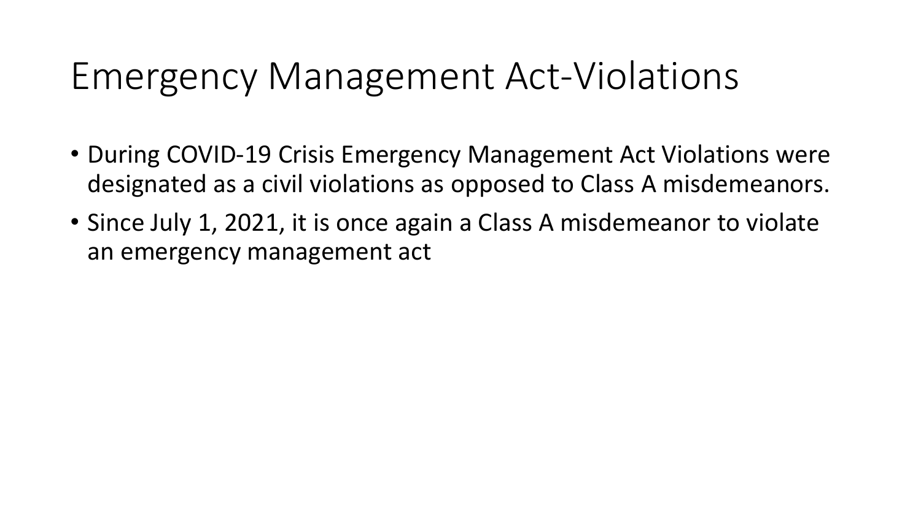# Emergency Management Act-Violations

- During COVID-19 Crisis Emergency Management Act Violations were designated as a civil violations as opposed to Class A misdemeanors.
- Since July 1, 2021, it is once again a Class A misdemeanor to violate an emergency management act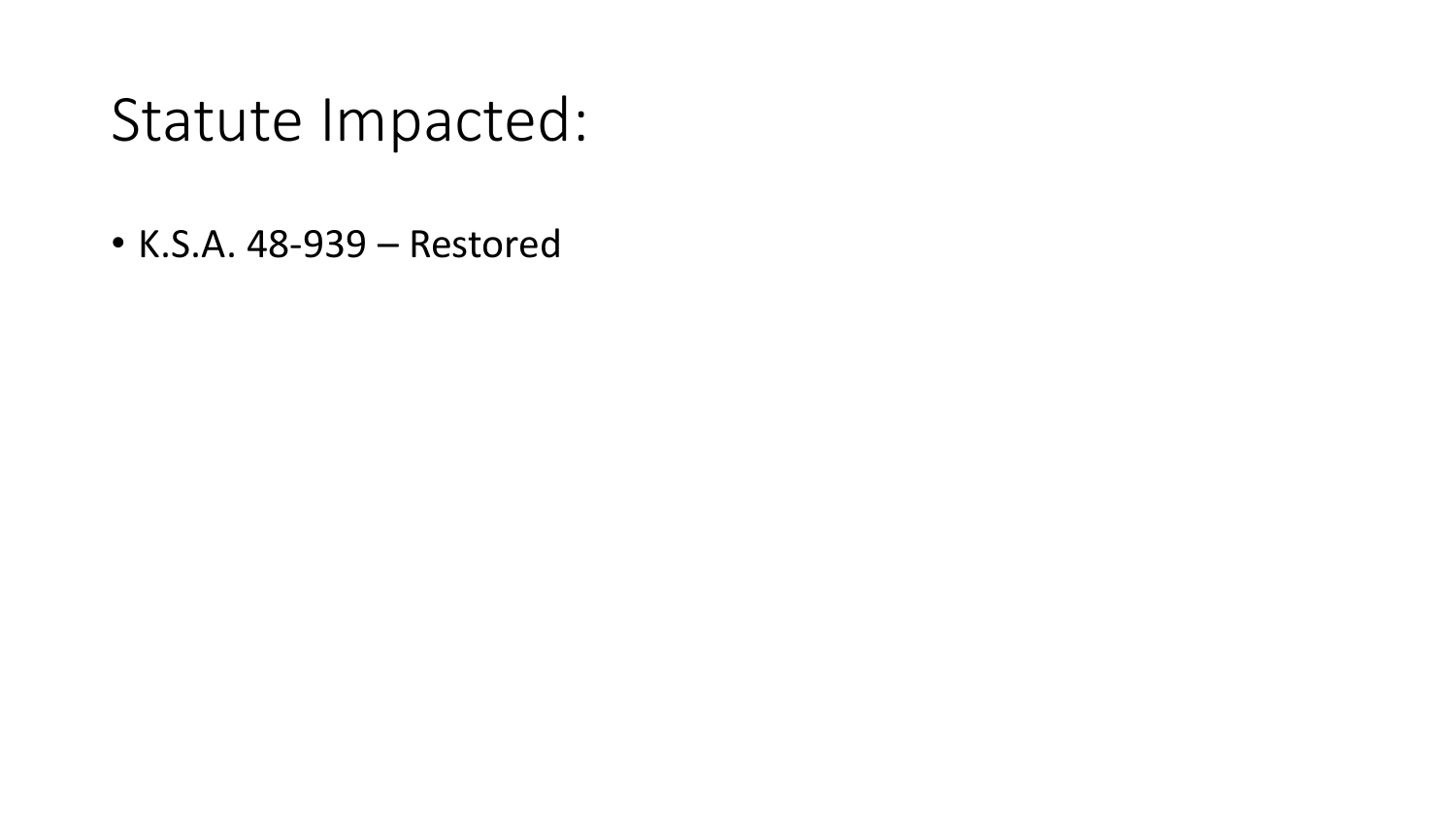# Statute Impacted:

- K.S.A. 48-939 – Restored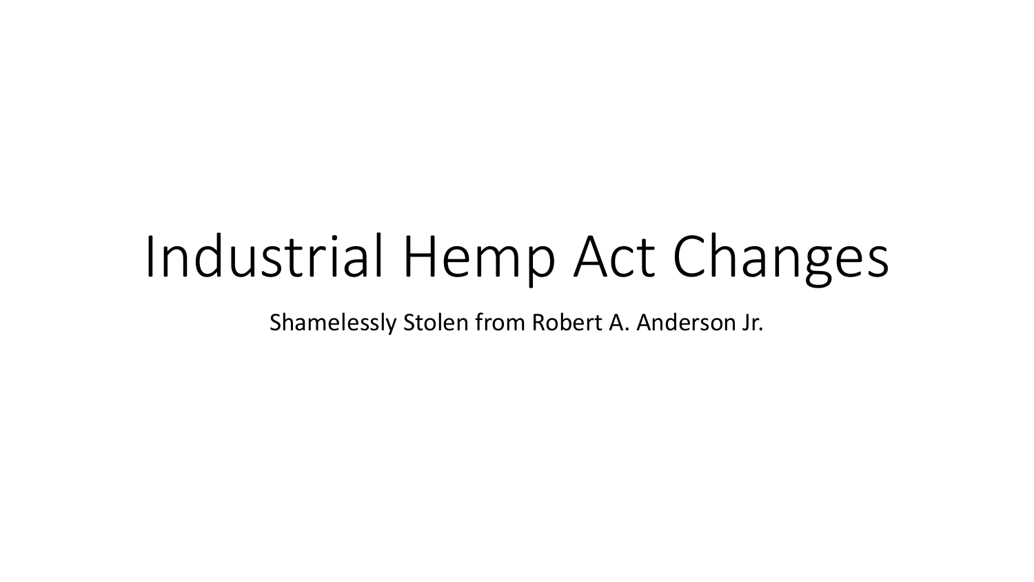# Industrial Hemp Act Changes

Shamelessly Stolen from Robert A. Anderson Jr.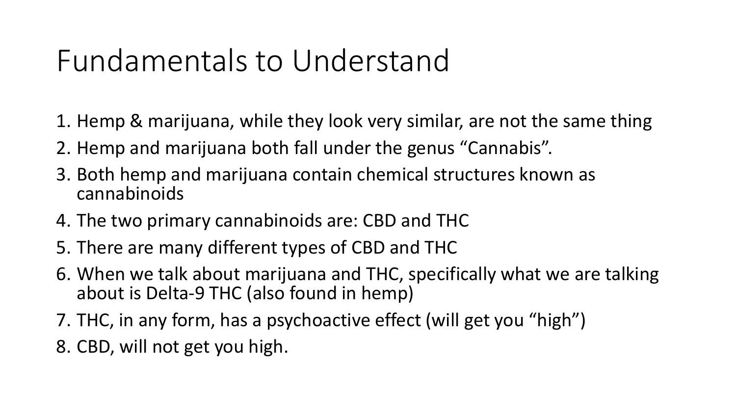# Fundamentals to Understand

1. Hemp & marijuana, while they look very similar, are not the same thing
2. Hemp and marijuana both fall under the genus "Cannabis".
3. Both hemp and marijuana contain chemical structures known as cannabinoids
4. The two primary cannabinoids are: CBD and THC
5. There are many different types of CBD and THC
6. When we talk about marijuana and THC, specifically what we are talking about is Delta-9 THC (also found in hemp)
7. THC, in any form, has a psychoactive effect (will get you "high")
8. CBD, will not get you high.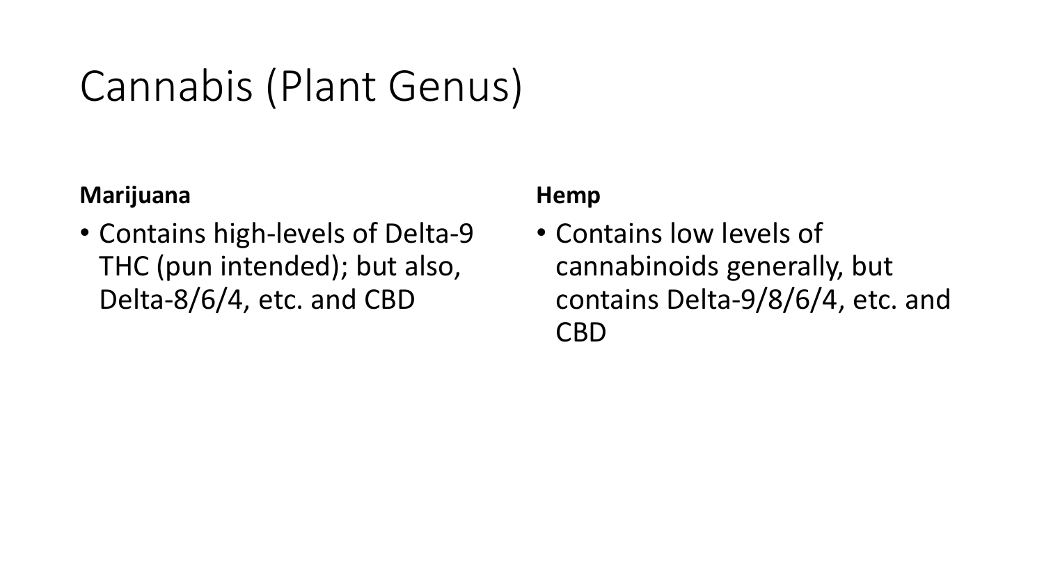# Cannabis (Plant Genus)

**Marijuana**

- Contains high-levels of Delta-9 THC (pun intended); but also, Delta-8/6/4, etc. and CBD

**Hemp**

- Contains low levels of cannabinoids generally, but contains Delta-9/8/6/4, etc. and CBD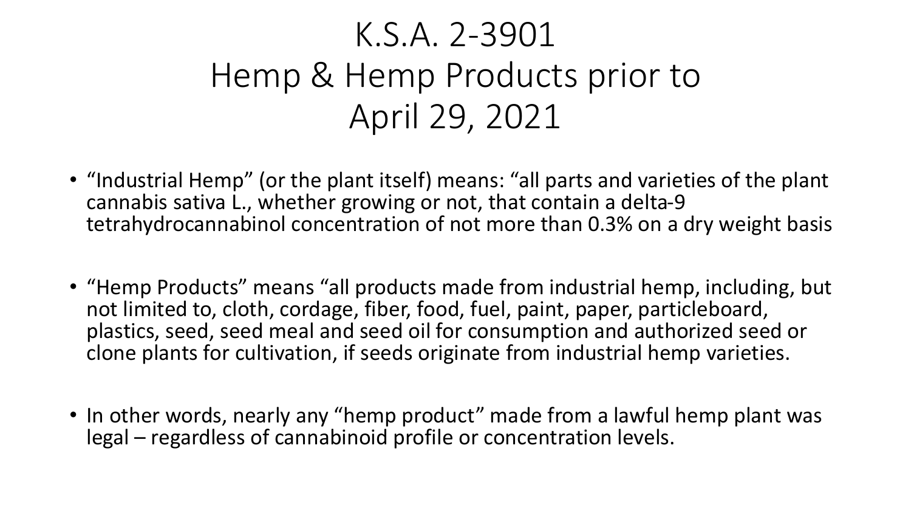# K.S.A. 2-3901 Hemp & Hemp Products prior to April 29, 2021

- "Industrial Hemp" (or the plant itself) means: "all parts and varieties of the plant cannabis sativa L., whether growing or not, that contain a delta-9 tetrahydrocannabinol concentration of not more than 0.3% on a dry weight basis

- "Hemp Products" means "all products made from industrial hemp, including, but not limited to, cloth, cordage, fiber, food, fuel, paint, paper, particleboard, plastics, seed, seed meal and seed oil for consumption and authorized seed or clone plants for cultivation, if seeds originate from industrial hemp varieties.

- In other words, nearly any "hemp product" made from a lawful hemp plant was legal – regardless of cannabinoid profile or concentration levels.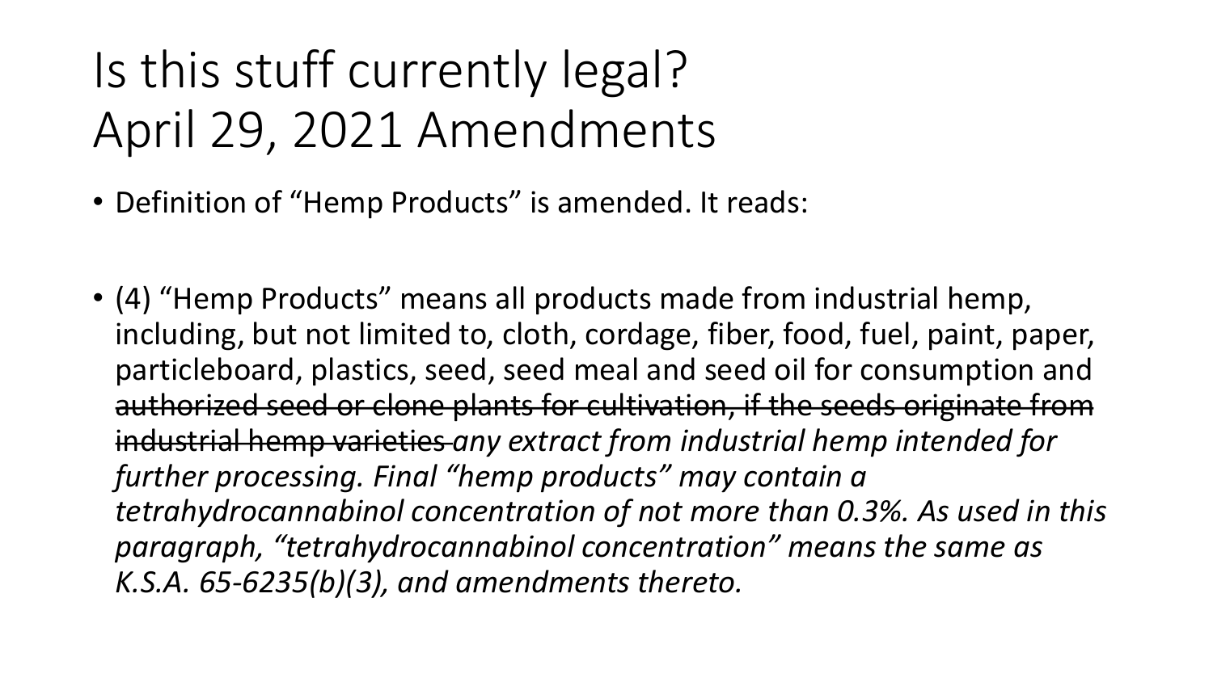# Is this stuff currently legal? April 29, 2021 Amendments

- Definition of "Hemp Products" is amended. It reads:

- (4) "Hemp Products" means all products made from industrial hemp, including, but not limited to, cloth, cordage, fiber, food, fuel, paint, paper, particleboard, plastics, seed, seed meal and seed oil for consumption and ~~authorized seed or clone plants for cultivation, if the seeds originate from industrial hemp varieties~~ *any extract from industrial hemp intended for further processing. Final "hemp products" may contain a tetrahydrocannabinol concentration of not more than 0.3%. As used in this paragraph, "tetrahydrocannabinol concentration" means the same as K.S.A. 65-6235(b)(3), and amendments thereto.*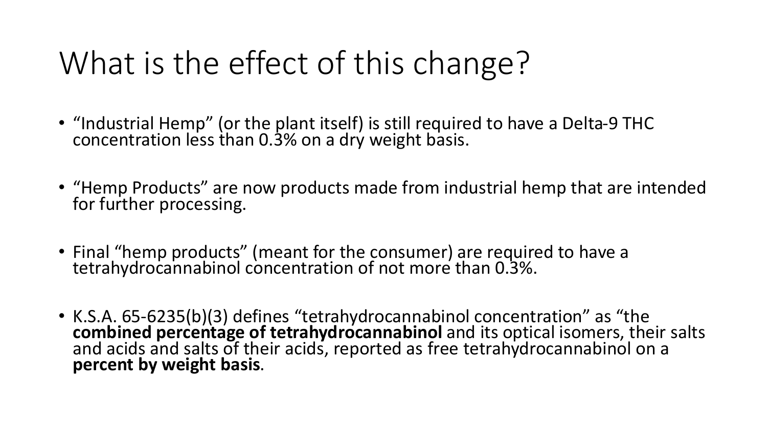# What is the effect of this change?

- "Industrial Hemp" (or the plant itself) is still required to have a Delta-9 THC concentration less than 0.3% on a dry weight basis.
- "Hemp Products" are now products made from industrial hemp that are intended for further processing.
- Final "hemp products" (meant for the consumer) are required to have a tetrahydrocannabinol concentration of not more than 0.3%.
- K.S.A. 65-6235(b)(3) defines "tetrahydrocannabinol concentration" as "the **combined percentage of tetrahydrocannabinol** and its optical isomers, their salts and acids and salts of their acids, reported as free tetrahydrocannabinol on a **percent by weight basis**.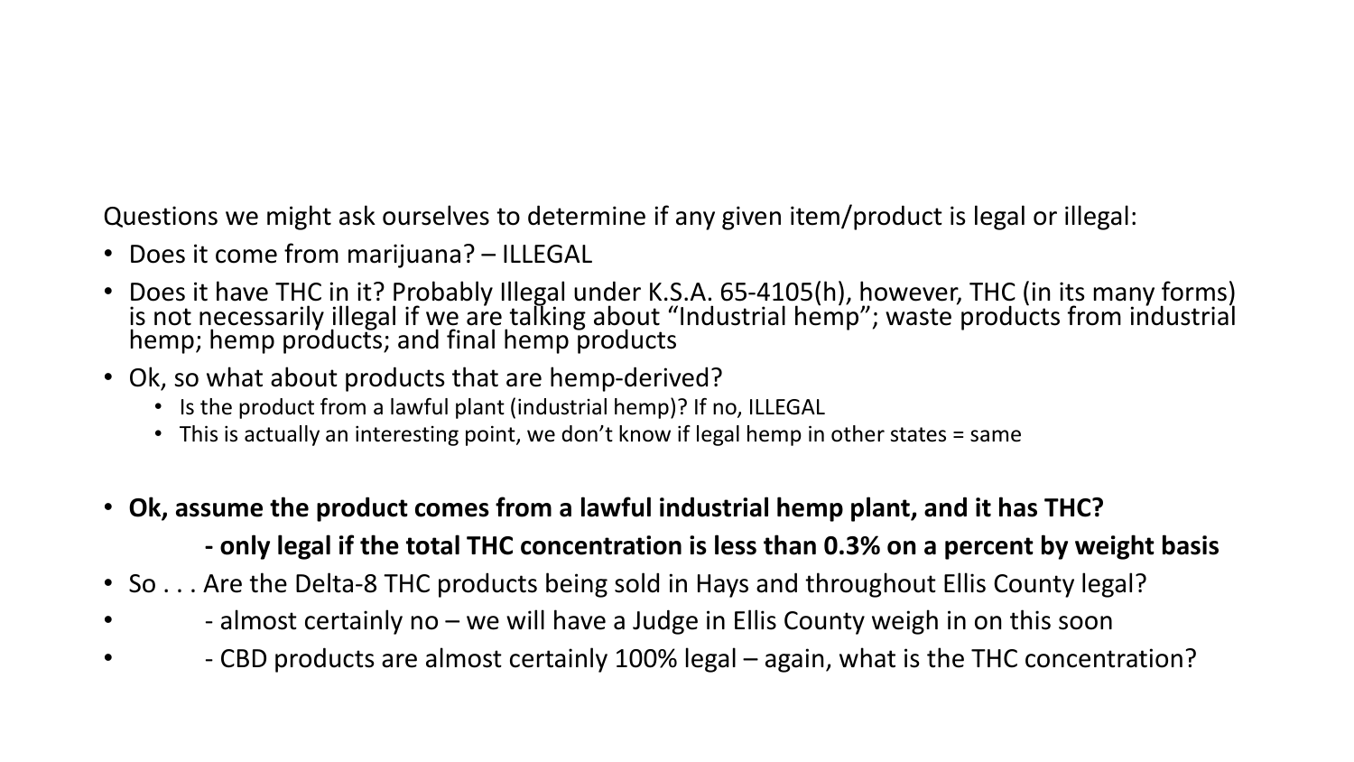Questions we might ask ourselves to determine if any given item/product is legal or illegal:

- Does it come from marijuana? – ILLEGAL
- Does it have THC in it? Probably Illegal under K.S.A. 65-4105(h), however, THC (in its many forms) is not necessarily illegal if we are talking about "Industrial hemp"; waste products from industrial hemp; hemp products; and final hemp products
- Ok, so what about products that are hemp-derived?
  - Is the product from a lawful plant (industrial hemp)? If no, ILLEGAL
  - This is actually an interesting point, we don't know if legal hemp in other states = same

- **Ok, assume the product comes from a lawful industrial hemp plant, and it has THC?**

  **- only legal if the total THC concentration is less than 0.3% on a percent by weight basis**
- So . . . Are the Delta-8 THC products being sold in Hays and throughout Ellis County legal?
- - almost certainly no – we will have a Judge in Ellis County weigh in on this soon
- - CBD products are almost certainly 100% legal – again, what is the THC concentration?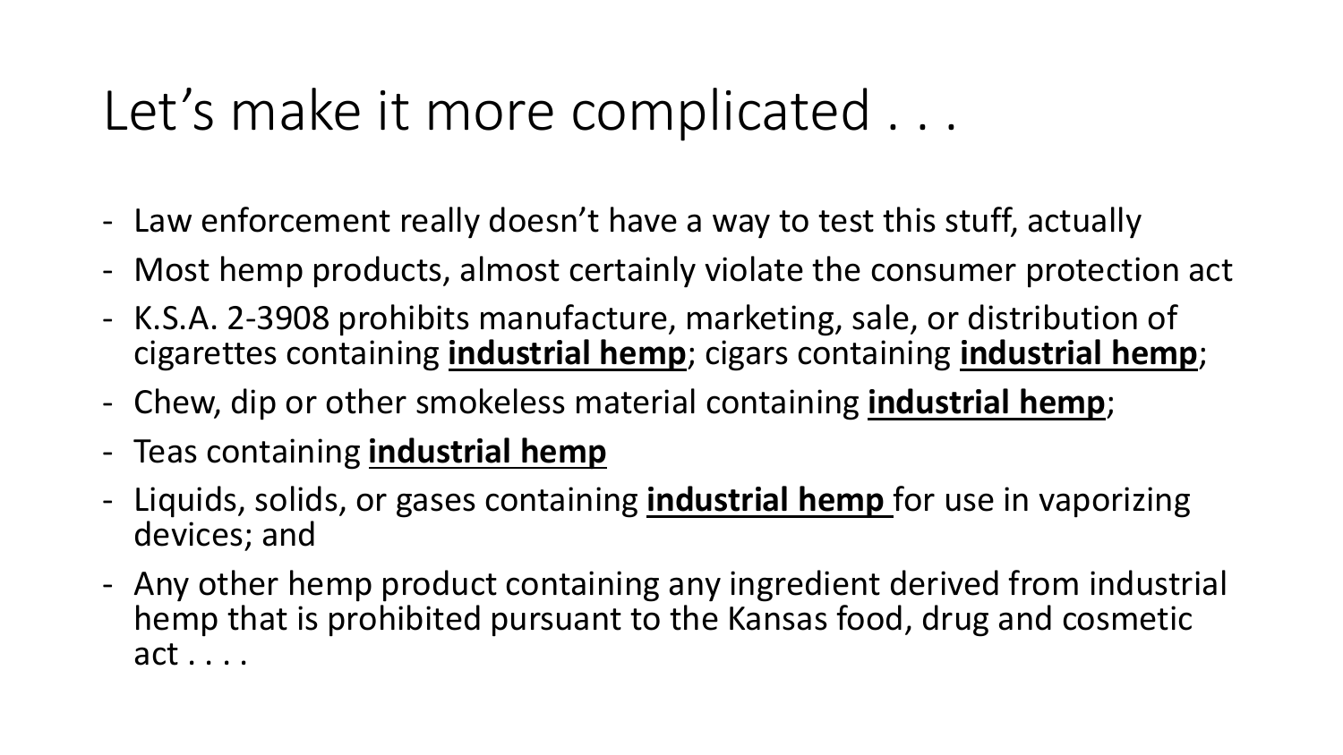# Let's make it more complicated . . .

- Law enforcement really doesn't have a way to test this stuff, actually
- Most hemp products, almost certainly violate the consumer protection act
- K.S.A. 2-3908 prohibits manufacture, marketing, sale, or distribution of cigarettes containing **industrial hemp**; cigars containing **industrial hemp**;
- Chew, dip or other smokeless material containing **industrial hemp**;
- Teas containing **industrial hemp**
- Liquids, solids, or gases containing **industrial hemp** for use in vaporizing devices; and
- Any other hemp product containing any ingredient derived from industrial hemp that is prohibited pursuant to the Kansas food, drug and cosmetic act . . . .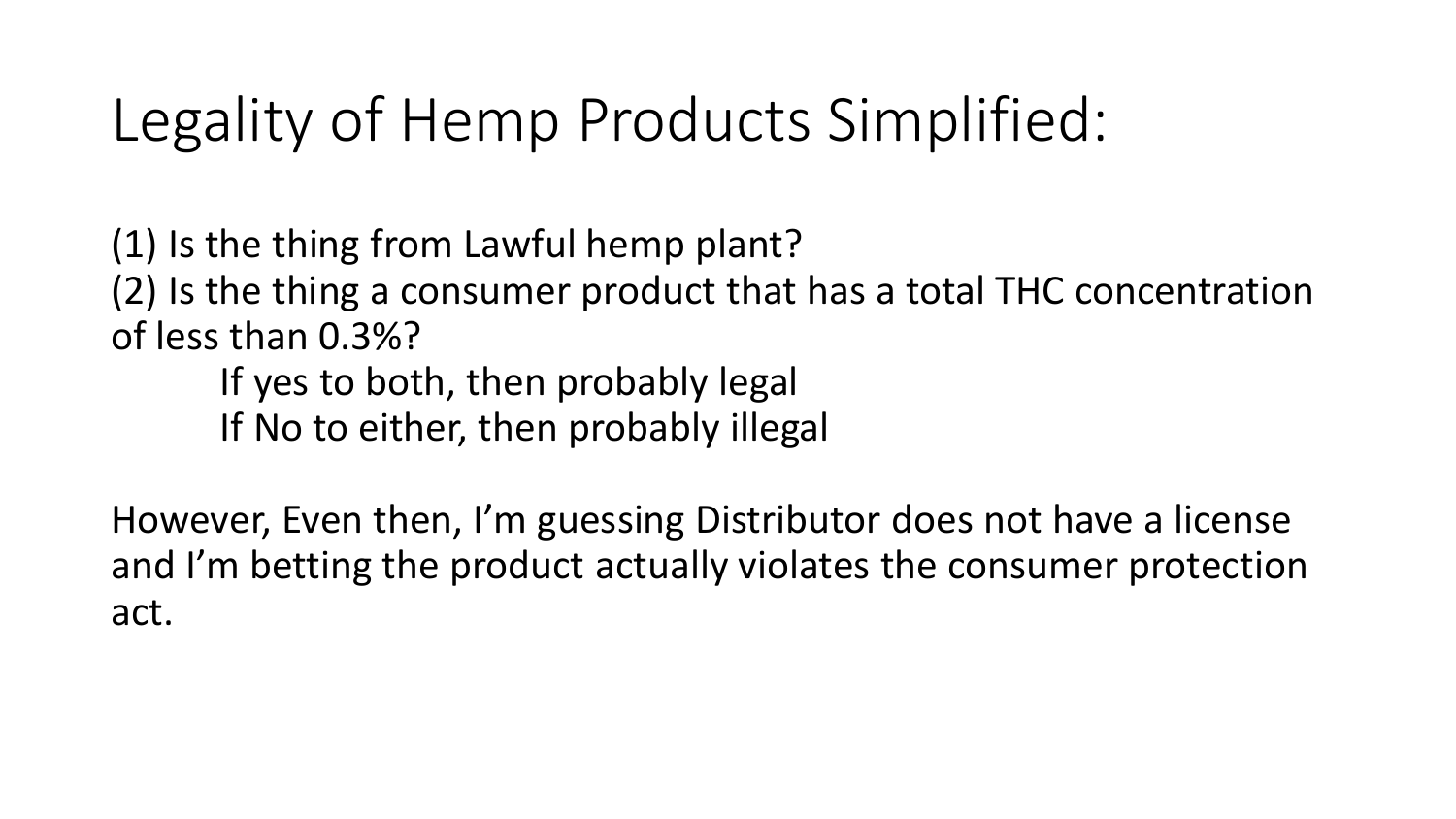# Legality of Hemp Products Simplified:

(1) Is the thing from Lawful hemp plant?
(2) Is the thing a consumer product that has a total THC concentration of less than 0.3%?

    If yes to both, then probably legal
    If No to either, then probably illegal

However, Even then, I'm guessing Distributor does not have a license and I'm betting the product actually violates the consumer protection act.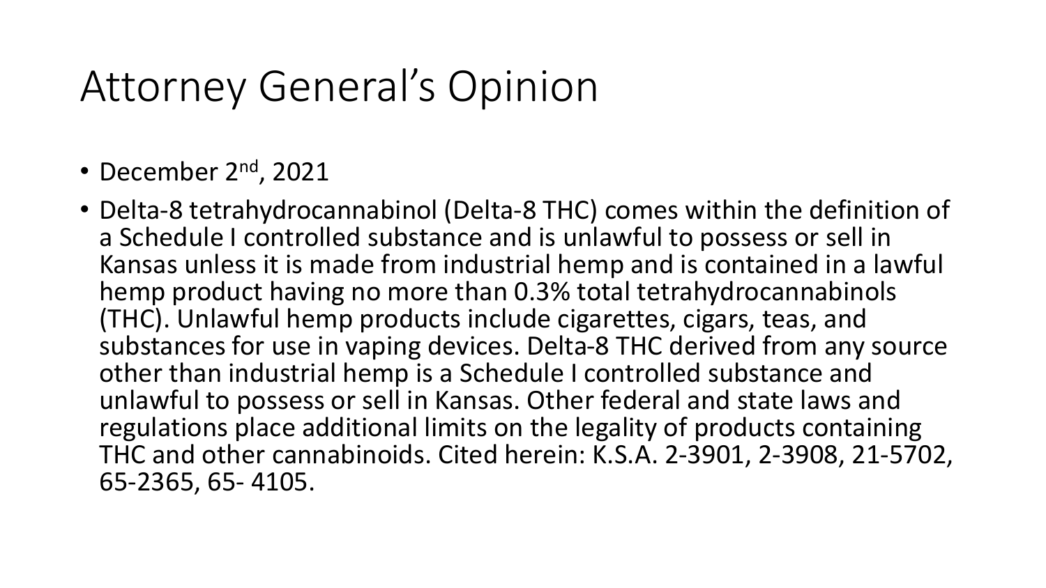# Attorney General's Opinion

- December 2nd, 2021
- Delta-8 tetrahydrocannabinol (Delta-8 THC) comes within the definition of a Schedule I controlled substance and is unlawful to possess or sell in Kansas unless it is made from industrial hemp and is contained in a lawful hemp product having no more than 0.3% total tetrahydrocannabinols (THC). Unlawful hemp products include cigarettes, cigars, teas, and substances for use in vaping devices. Delta-8 THC derived from any source other than industrial hemp is a Schedule I controlled substance and unlawful to possess or sell in Kansas. Other federal and state laws and regulations place additional limits on the legality of products containing THC and other cannabinoids. Cited herein: K.S.A. 2-3901, 2-3908, 21-5702, 65-2365, 65- 4105.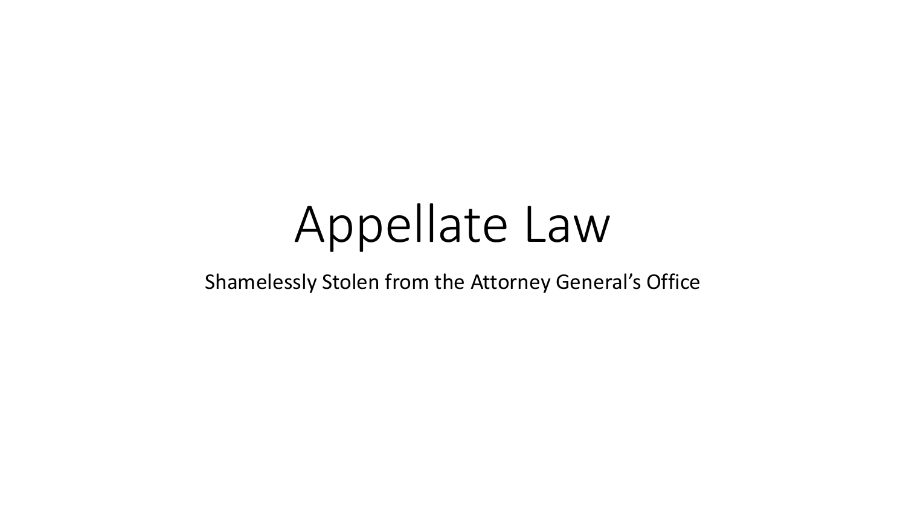# Appellate Law

Shamelessly Stolen from the Attorney General's Office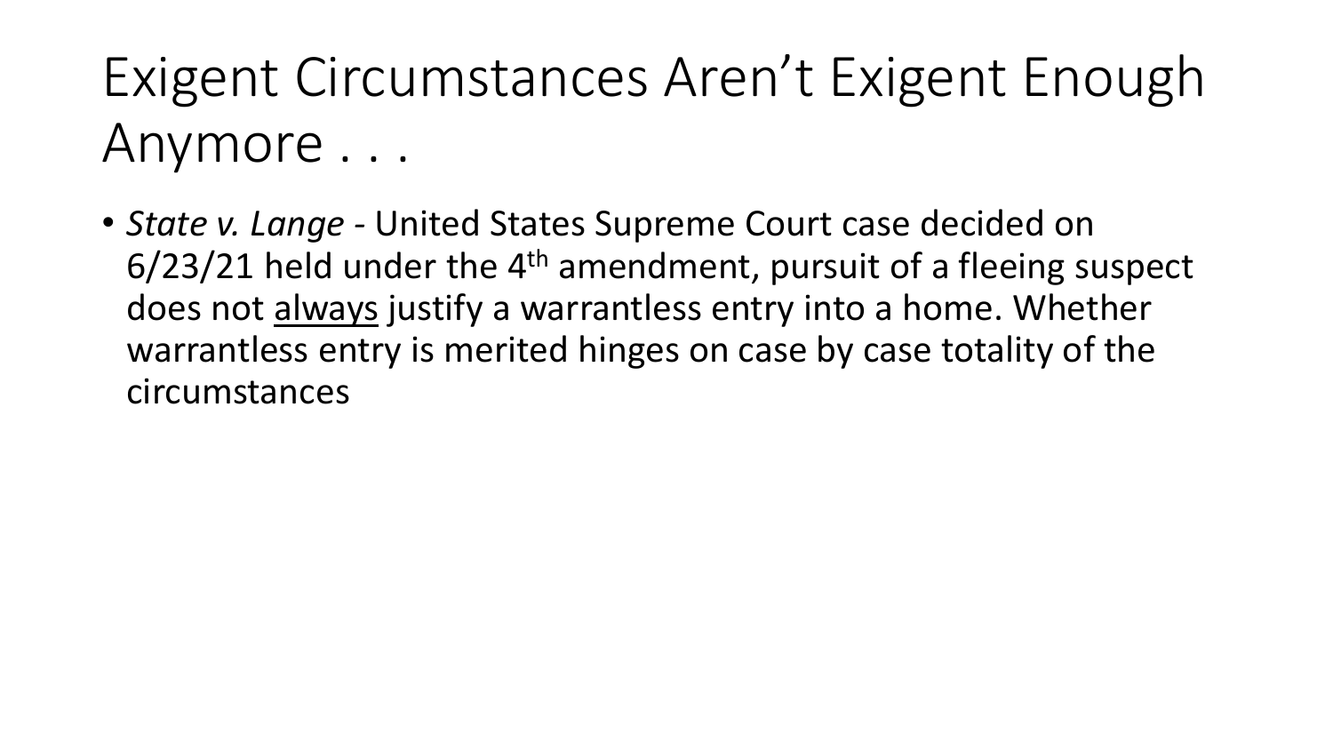# Exigent Circumstances Aren't Exigent Enough Anymore . . .

- *State v. Lange* - United States Supreme Court case decided on 6/23/21 held under the 4th amendment, pursuit of a fleeing suspect does not <u>always</u> justify a warrantless entry into a home. Whether warrantless entry is merited hinges on case by case totality of the circumstances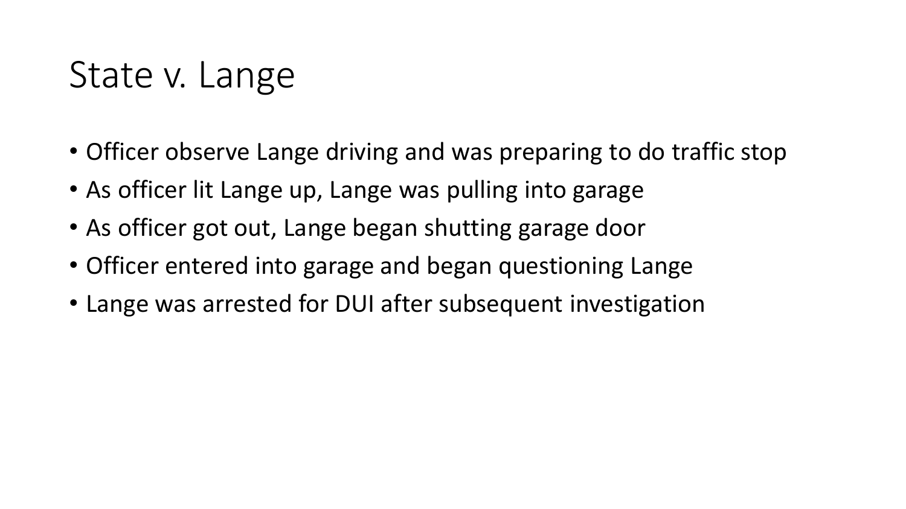# State v. Lange

- Officer observe Lange driving and was preparing to do traffic stop
- As officer lit Lange up, Lange was pulling into garage
- As officer got out, Lange began shutting garage door
- Officer entered into garage and began questioning Lange
- Lange was arrested for DUI after subsequent investigation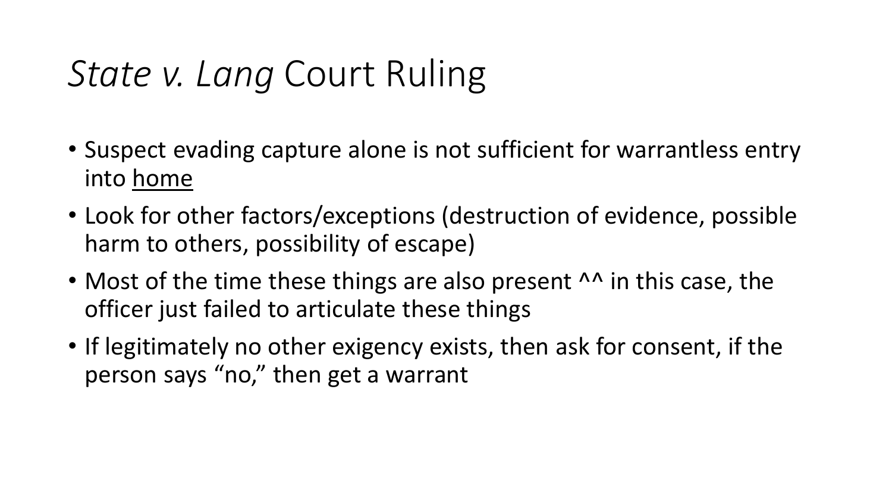# *State v. Lang* Court Ruling

- Suspect evading capture alone is not sufficient for warrantless entry into <u>home</u>
- Look for other factors/exceptions (destruction of evidence, possible harm to others, possibility of escape)
- Most of the time these things are also present ^^ in this case, the officer just failed to articulate these things
- If legitimately no other exigency exists, then ask for consent, if the person says "no," then get a warrant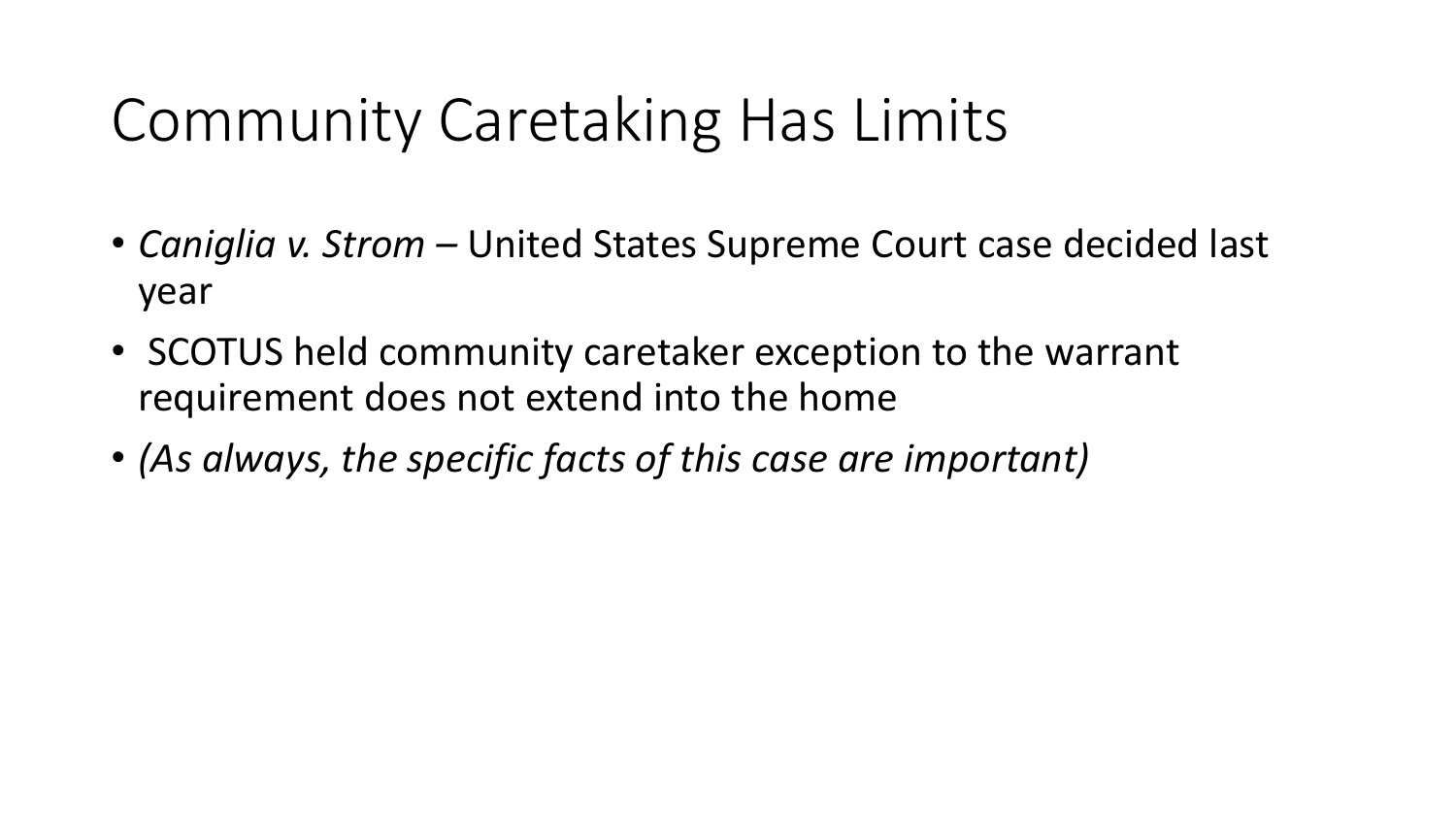# Community Caretaking Has Limits

- *Caniglia v. Strom* – United States Supreme Court case decided last year
- SCOTUS held community caretaker exception to the warrant requirement does not extend into the home
- *(As always, the specific facts of this case are important)*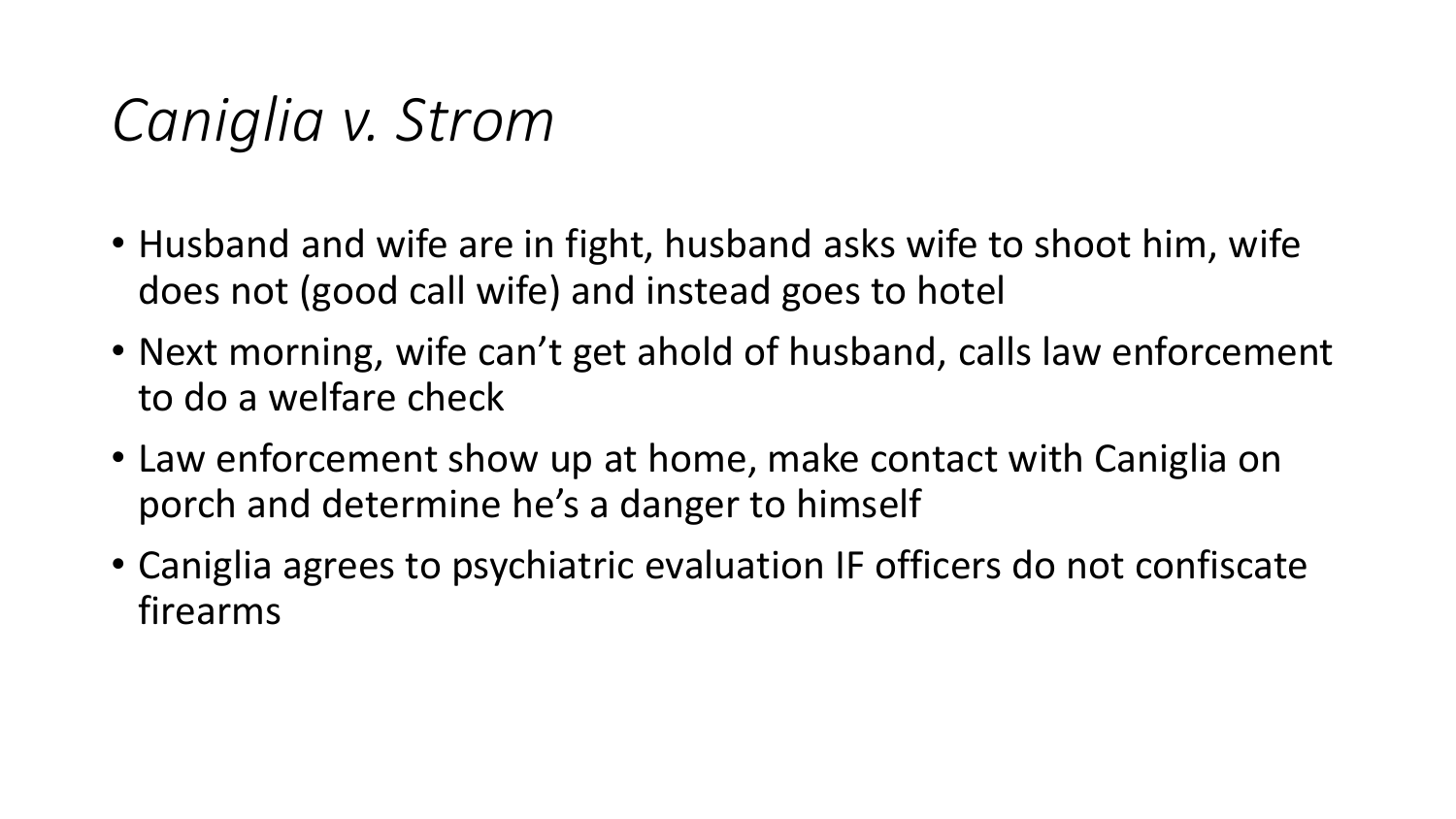# *Caniglia v. Strom*

- Husband and wife are in fight, husband asks wife to shoot him, wife does not (good call wife) and instead goes to hotel
- Next morning, wife can't get ahold of husband, calls law enforcement to do a welfare check
- Law enforcement show up at home, make contact with Caniglia on porch and determine he's a danger to himself
- Caniglia agrees to psychiatric evaluation IF officers do not confiscate firearms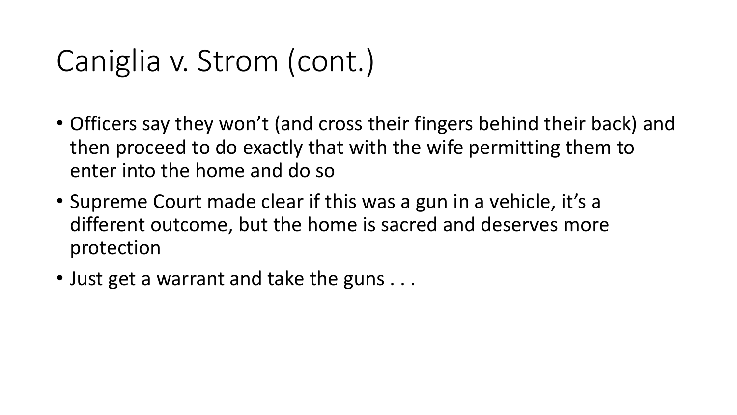# Caniglia v. Strom (cont.)

- Officers say they won't (and cross their fingers behind their back) and then proceed to do exactly that with the wife permitting them to enter into the home and do so
- Supreme Court made clear if this was a gun in a vehicle, it's a different outcome, but the home is sacred and deserves more protection
- Just get a warrant and take the guns . . .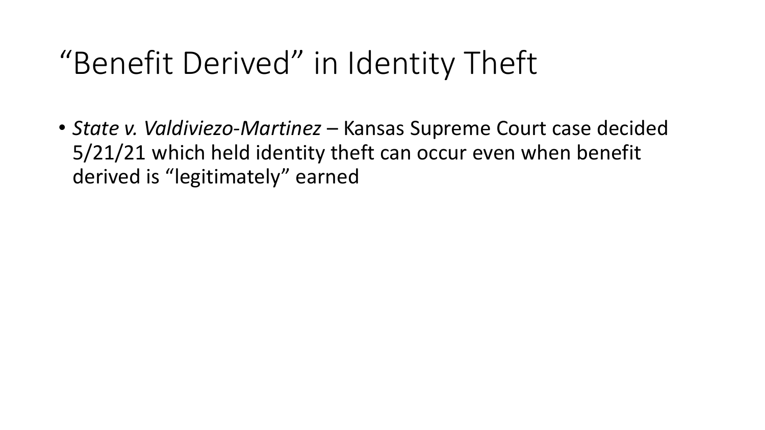# “Benefit Derived” in Identity Theft

- *State v. Valdiviezo-Martinez* – Kansas Supreme Court case decided 5/21/21 which held identity theft can occur even when benefit derived is “legitimately” earned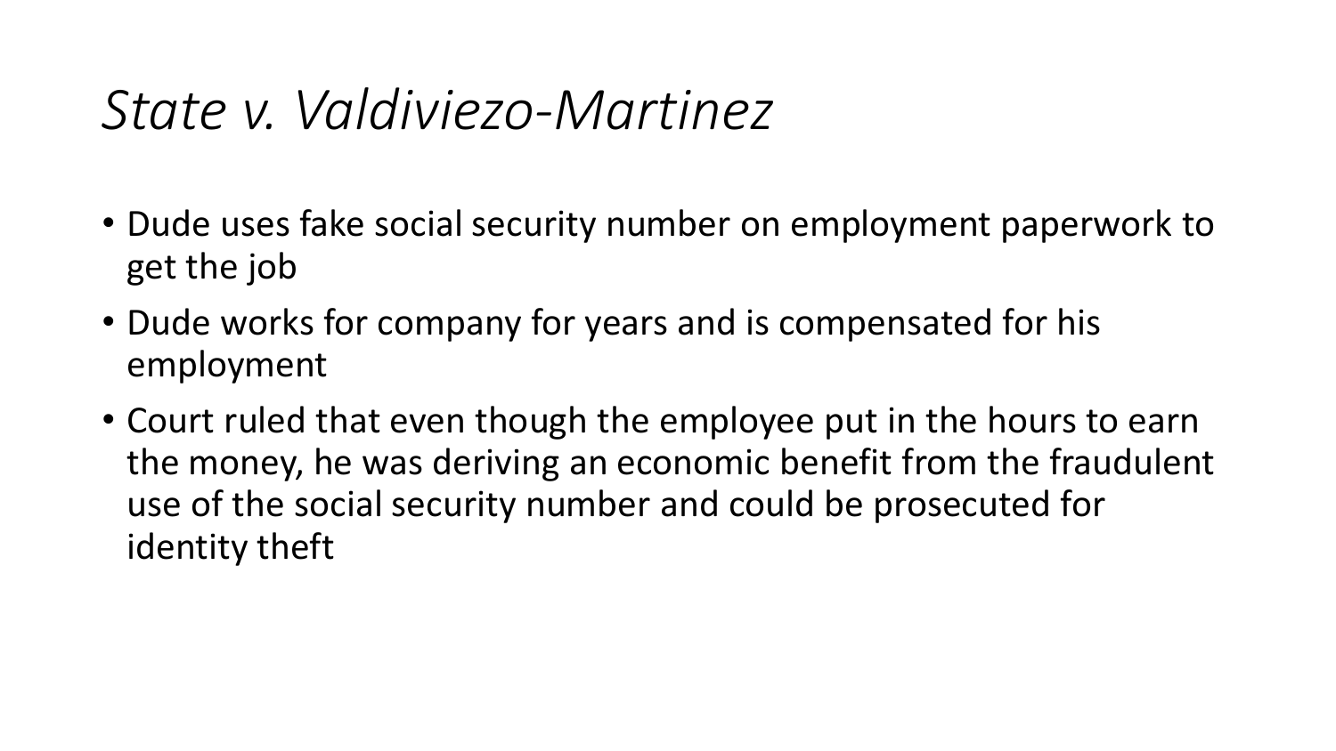# *State v. Valdiviezo-Martinez*

- Dude uses fake social security number on employment paperwork to get the job
- Dude works for company for years and is compensated for his employment
- Court ruled that even though the employee put in the hours to earn the money, he was deriving an economic benefit from the fraudulent use of the social security number and could be prosecuted for identity theft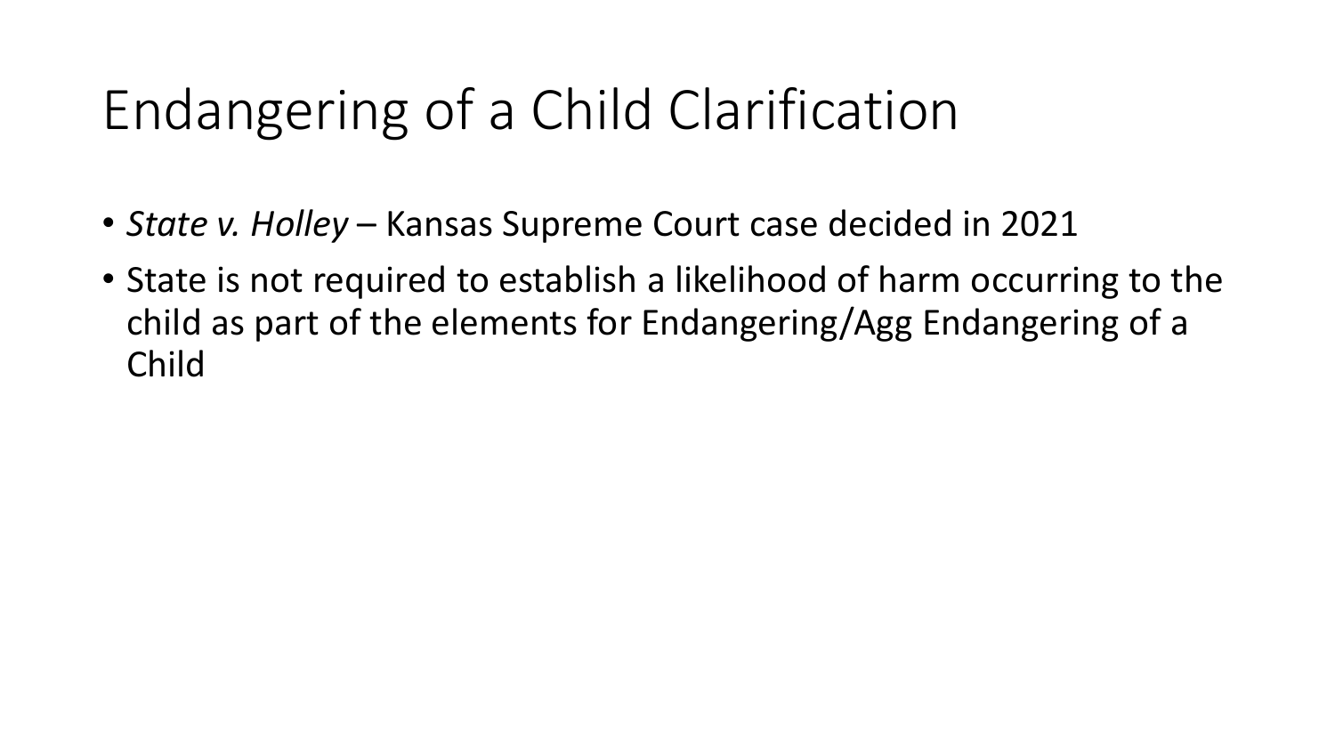# Endangering of a Child Clarification

- *State v. Holley* – Kansas Supreme Court case decided in 2021
- State is not required to establish a likelihood of harm occurring to the child as part of the elements for Endangering/Agg Endangering of a Child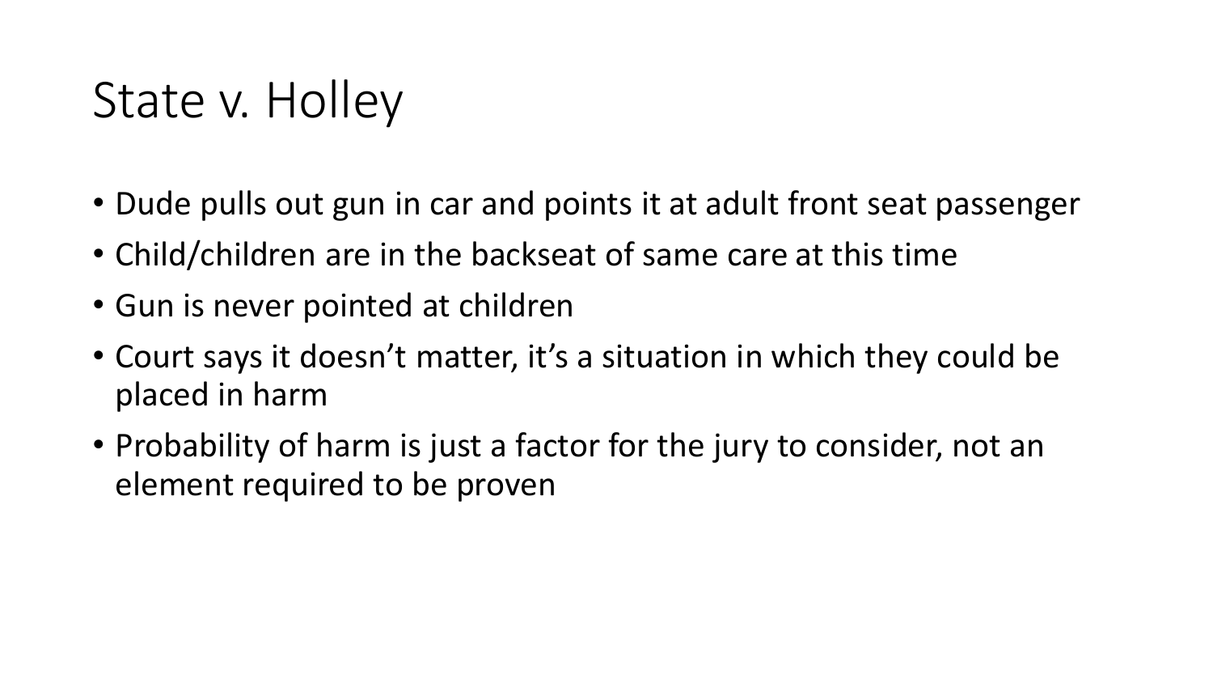# State v. Holley

- Dude pulls out gun in car and points it at adult front seat passenger
- Child/children are in the backseat of same care at this time
- Gun is never pointed at children
- Court says it doesn't matter, it's a situation in which they could be placed in harm
- Probability of harm is just a factor for the jury to consider, not an element required to be proven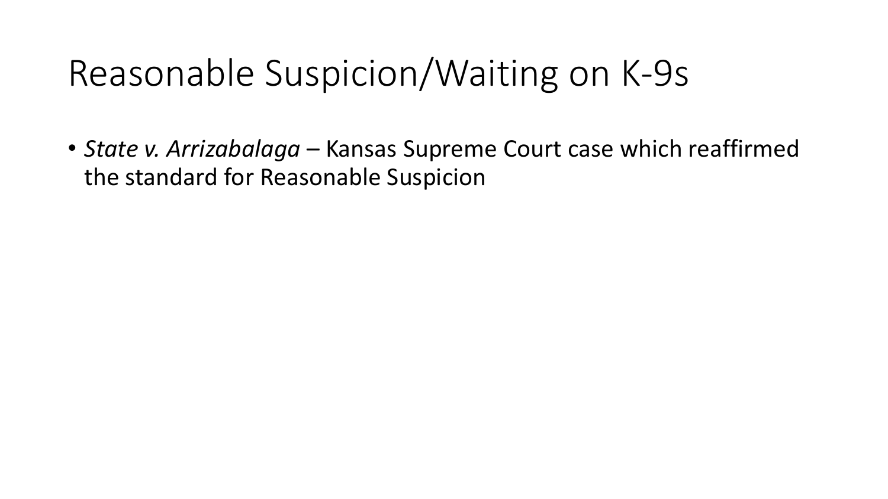# Reasonable Suspicion/Waiting on K-9s

- *State v. Arrizabalaga* – Kansas Supreme Court case which reaffirmed the standard for Reasonable Suspicion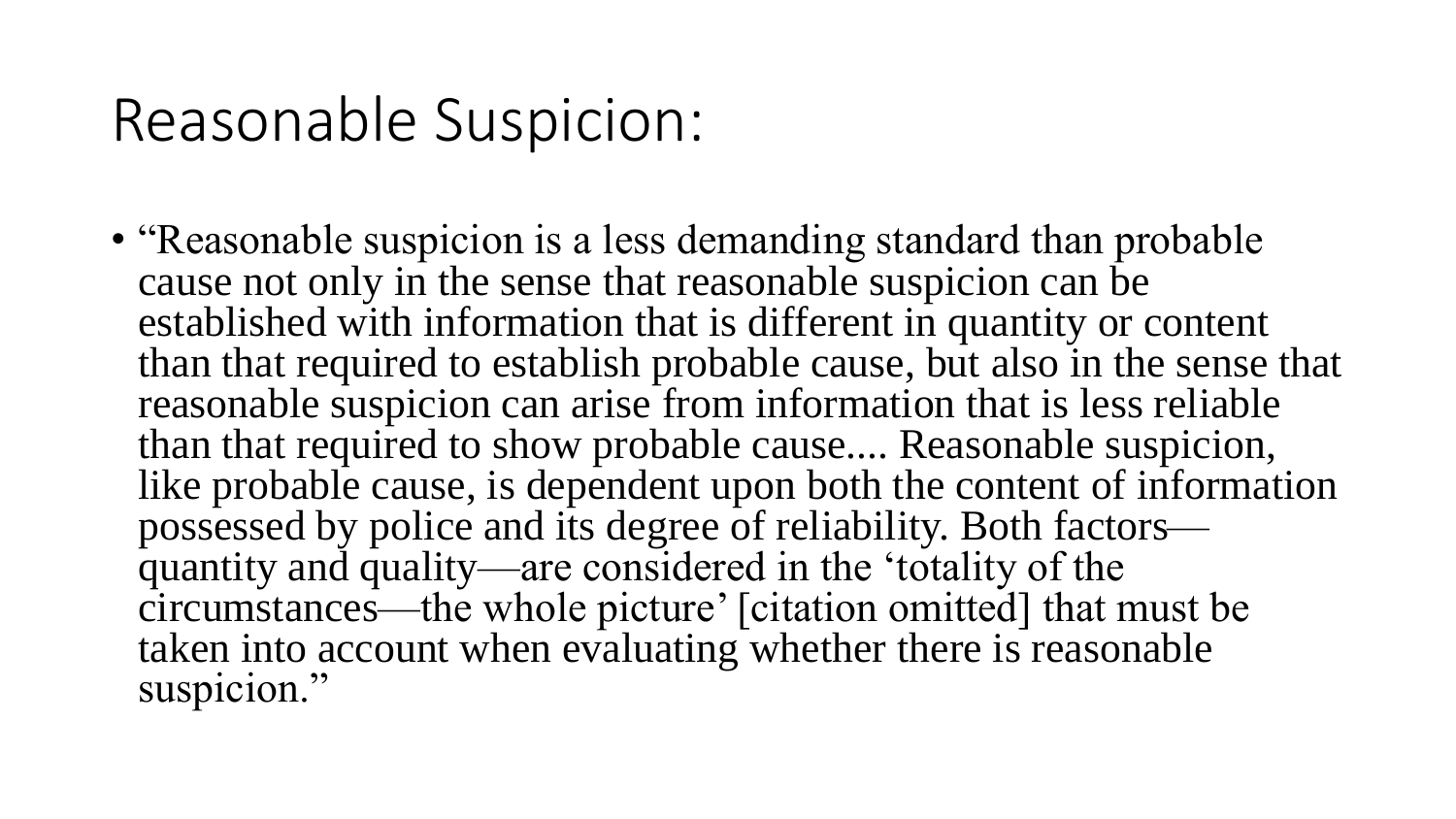# Reasonable Suspicion:

- “Reasonable suspicion is a less demanding standard than probable cause not only in the sense that reasonable suspicion can be established with information that is different in quantity or content than that required to establish probable cause, but also in the sense that reasonable suspicion can arise from information that is less reliable than that required to show probable cause.... Reasonable suspicion, like probable cause, is dependent upon both the content of information possessed by police and its degree of reliability. Both factors—quantity and quality—are considered in the ‘totality of the circumstances—the whole picture’ [citation omitted] that must be taken into account when evaluating whether there is reasonable suspicion.”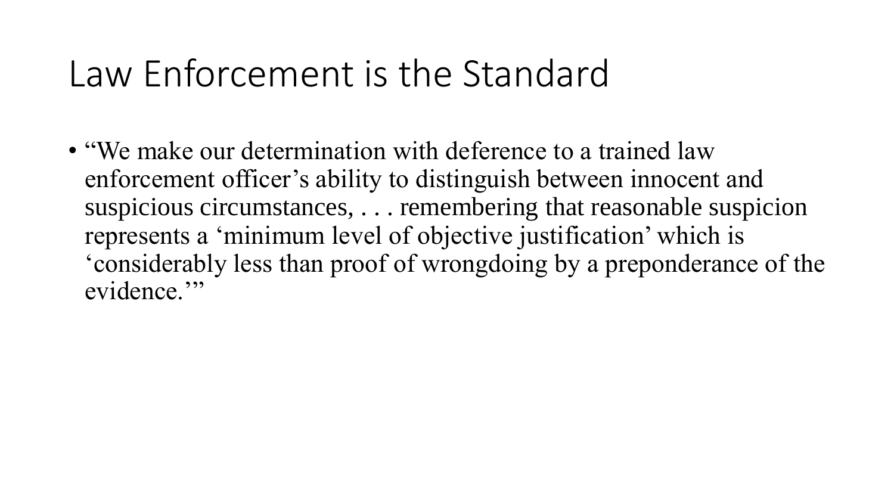# Law Enforcement is the Standard

- "We make our determination with deference to a trained law enforcement officer's ability to distinguish between innocent and suspicious circumstances, . . . remembering that reasonable suspicion represents a 'minimum level of objective justification' which is 'considerably less than proof of wrongdoing by a preponderance of the evidence.'"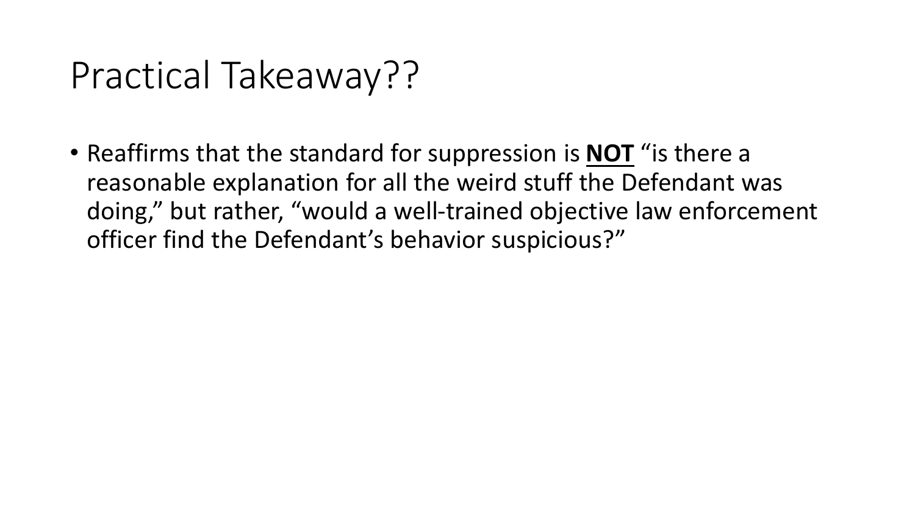# Practical Takeaway??

- Reaffirms that the standard for suppression is **<u>NOT</u>** "is there a reasonable explanation for all the weird stuff the Defendant was doing," but rather, "would a well-trained objective law enforcement officer find the Defendant's behavior suspicious?"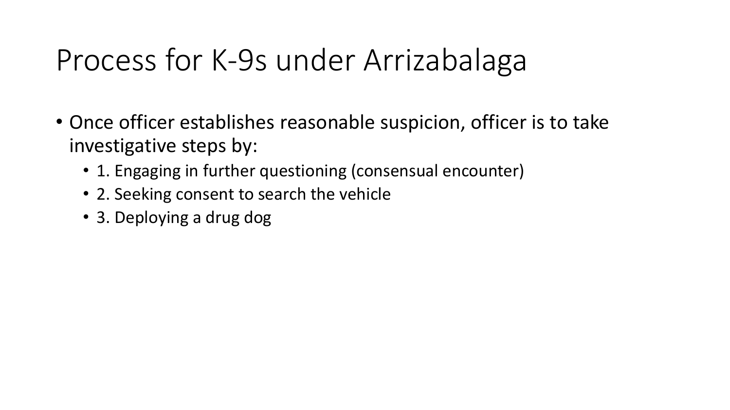# Process for K-9s under Arrizabalaga

- Once officer establishes reasonable suspicion, officer is to take investigative steps by:
  - 1. Engaging in further questioning (consensual encounter)
  - 2. Seeking consent to search the vehicle
  - 3. Deploying a drug dog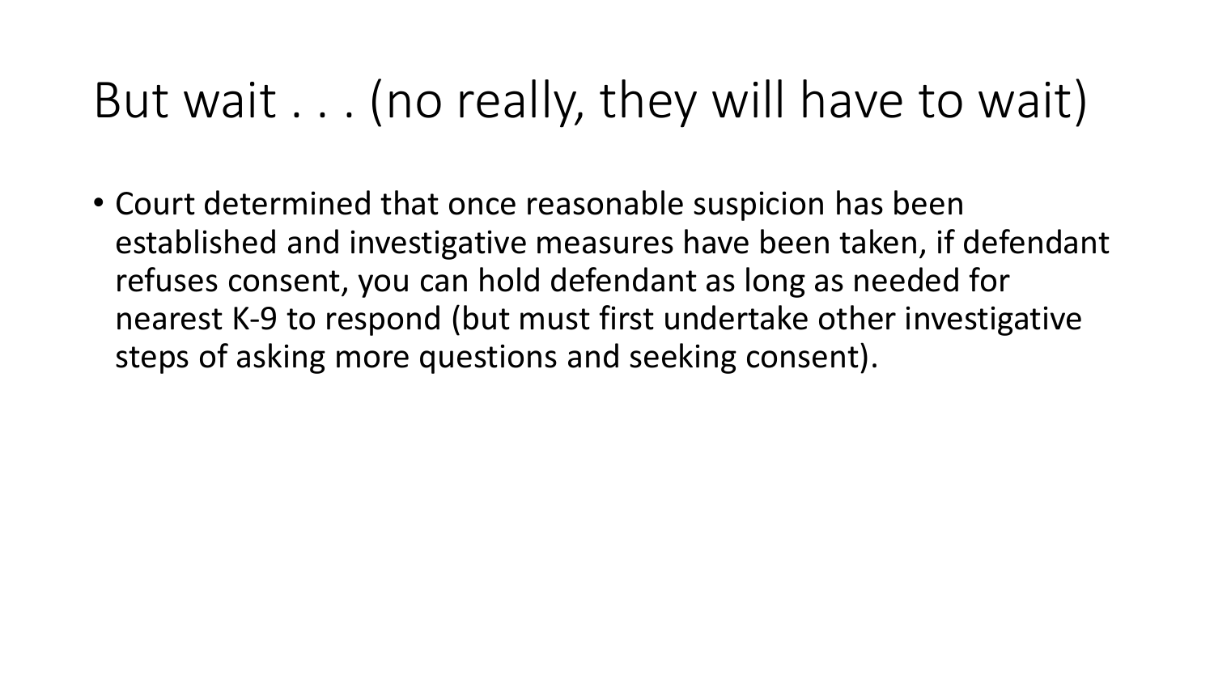# But wait . . . (no really, they will have to wait)

- Court determined that once reasonable suspicion has been established and investigative measures have been taken, if defendant refuses consent, you can hold defendant as long as needed for nearest K-9 to respond (but must first undertake other investigative steps of asking more questions and seeking consent).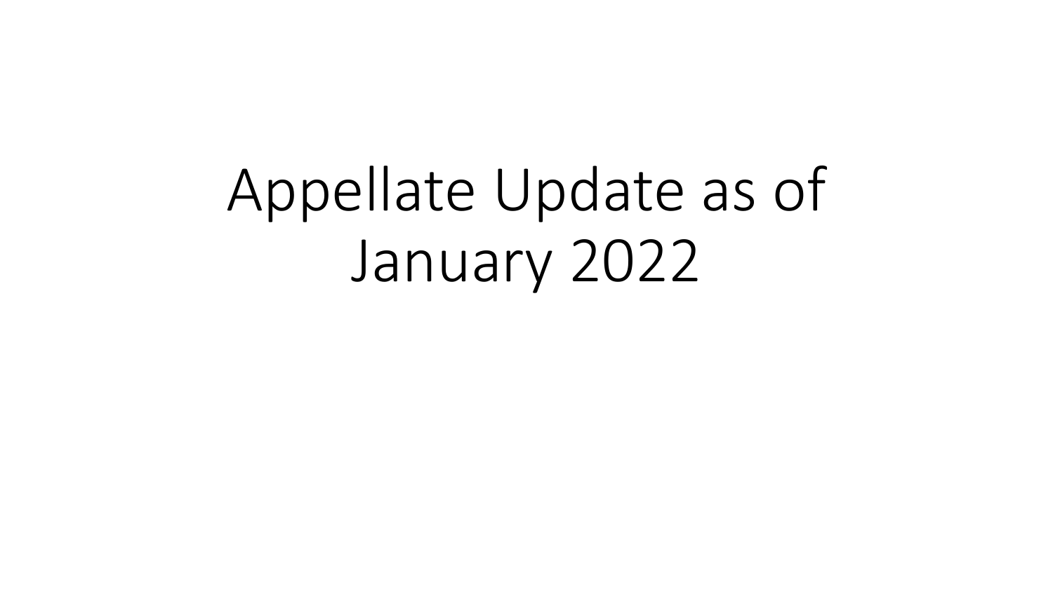# Appellate Update as of January 2022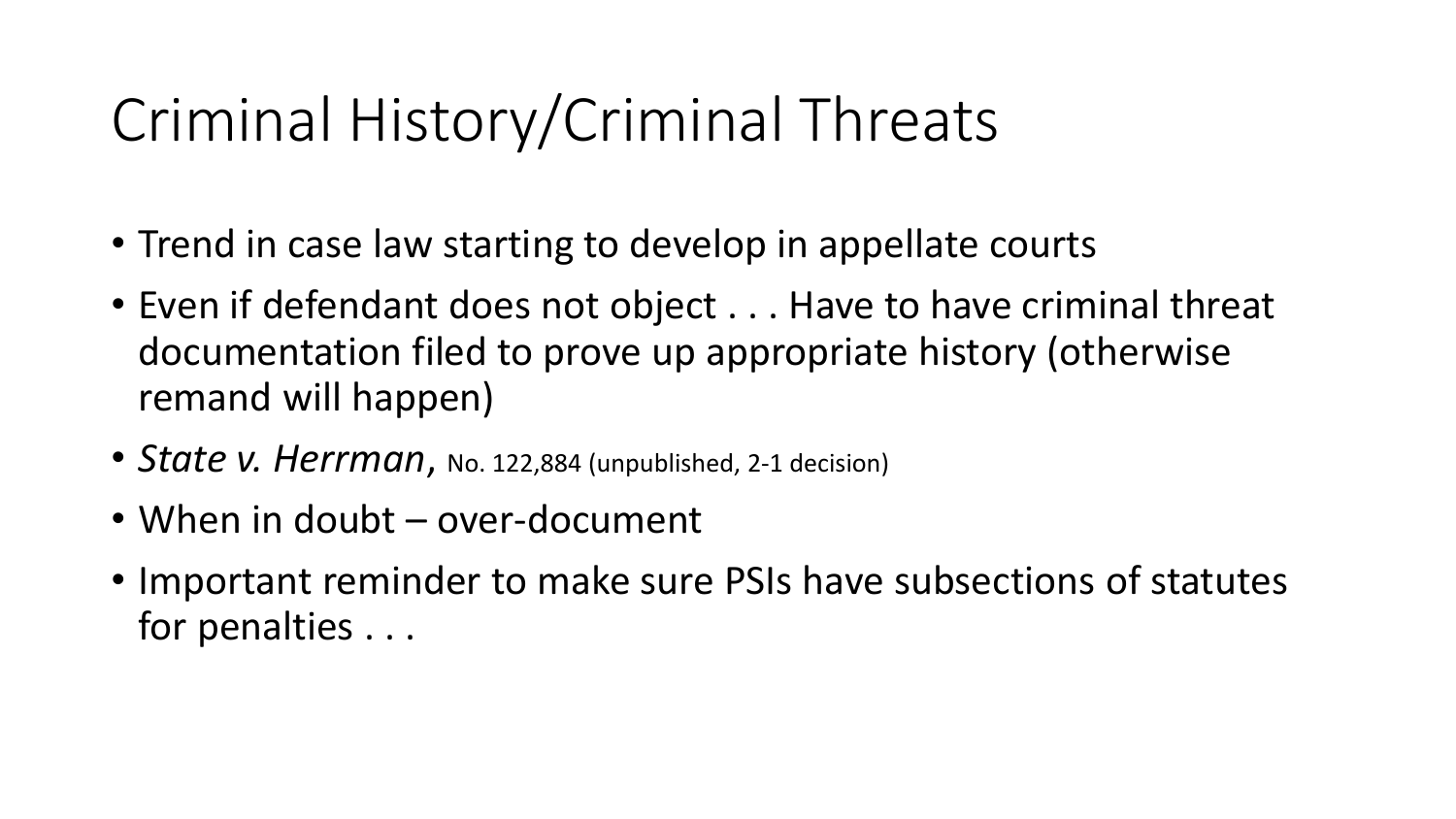# Criminal History/Criminal Threats

- Trend in case law starting to develop in appellate courts
- Even if defendant does not object . . . Have to have criminal threat documentation filed to prove up appropriate history (otherwise remand will happen)
- *State v. Herrman*, No. 122,884 (unpublished, 2-1 decision)
- When in doubt – over-document
- Important reminder to make sure PSIs have subsections of statutes for penalties . . .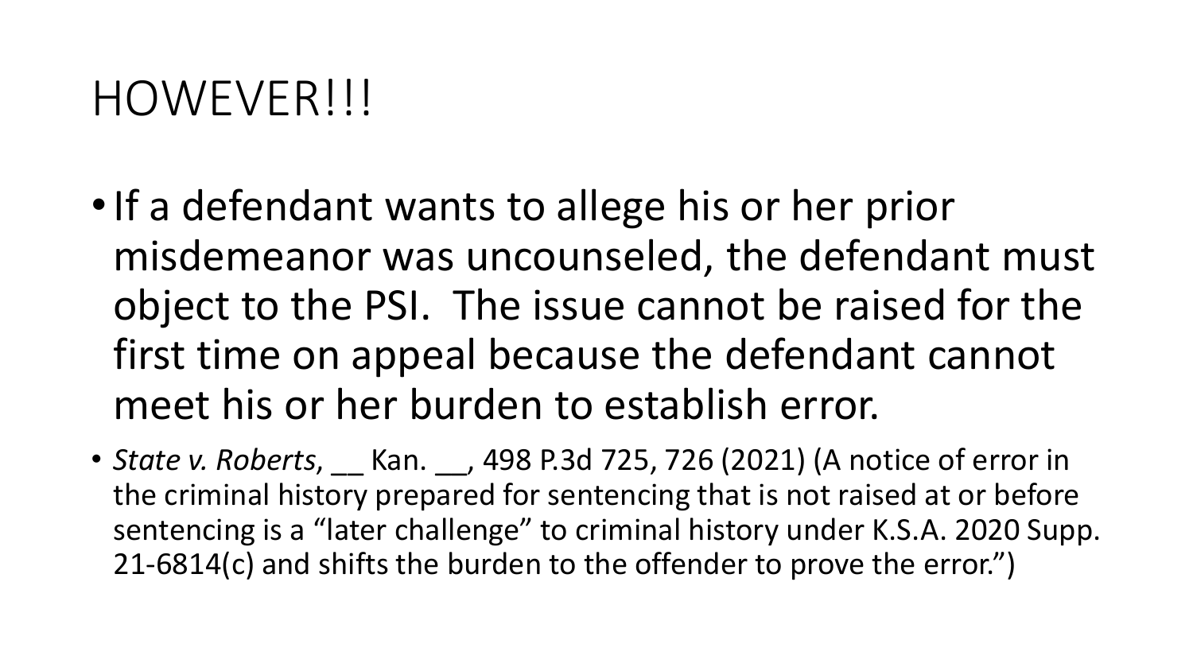# HOWEVER!!!

- If a defendant wants to allege his or her prior misdemeanor was uncounseled, the defendant must object to the PSI. The issue cannot be raised for the first time on appeal because the defendant cannot meet his or her burden to establish error.

- *State v. Roberts*, __ Kan. __, 498 P.3d 725, 726 (2021) (A notice of error in the criminal history prepared for sentencing that is not raised at or before sentencing is a "later challenge" to criminal history under K.S.A. 2020 Supp. 21-6814(c) and shifts the burden to the offender to prove the error.")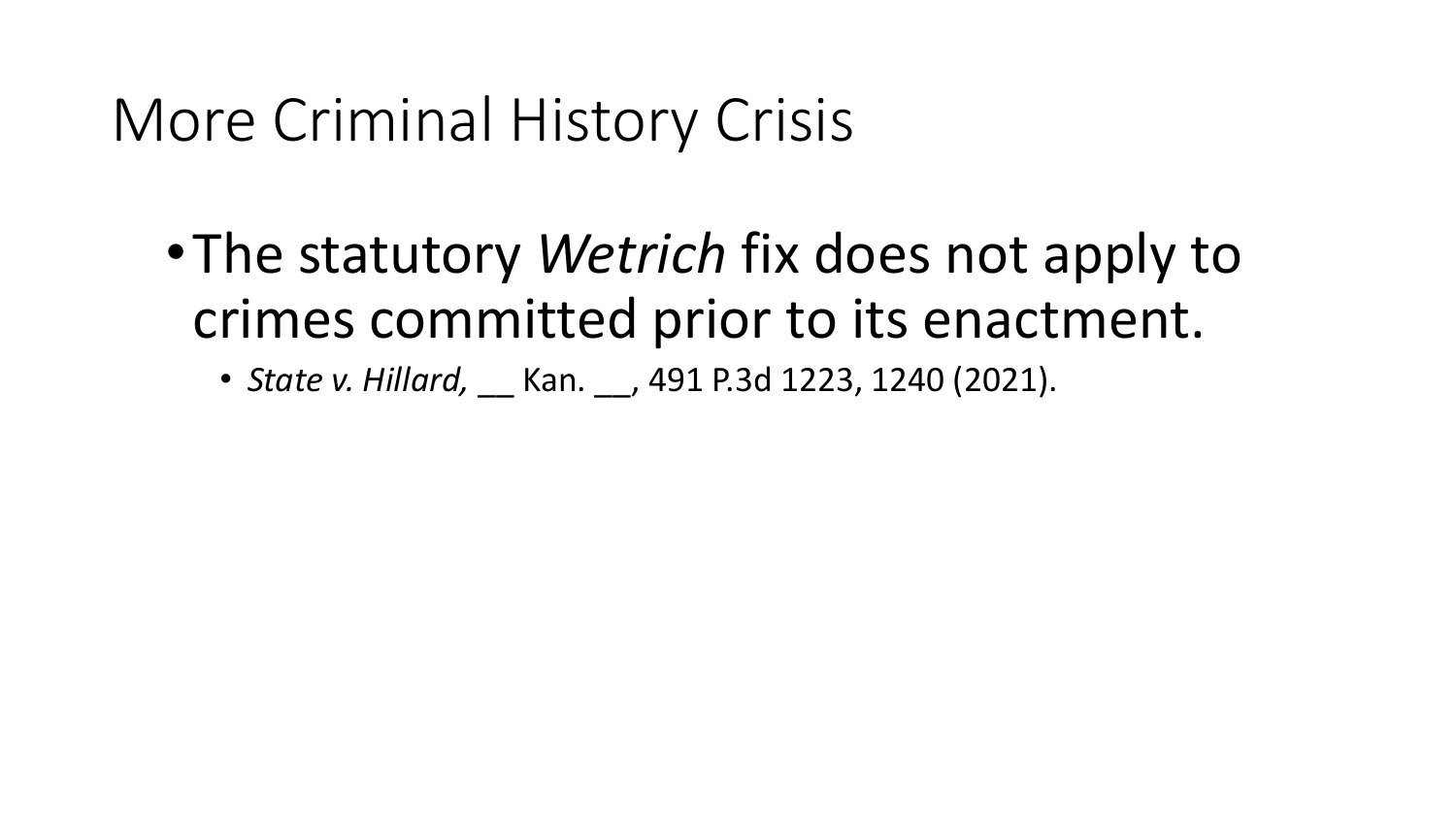# More Criminal History Crisis

- The statutory *Wetrich* fix does not apply to crimes committed prior to its enactment.
  - *State v. Hillard,* __ Kan. __, 491 P.3d 1223, 1240 (2021).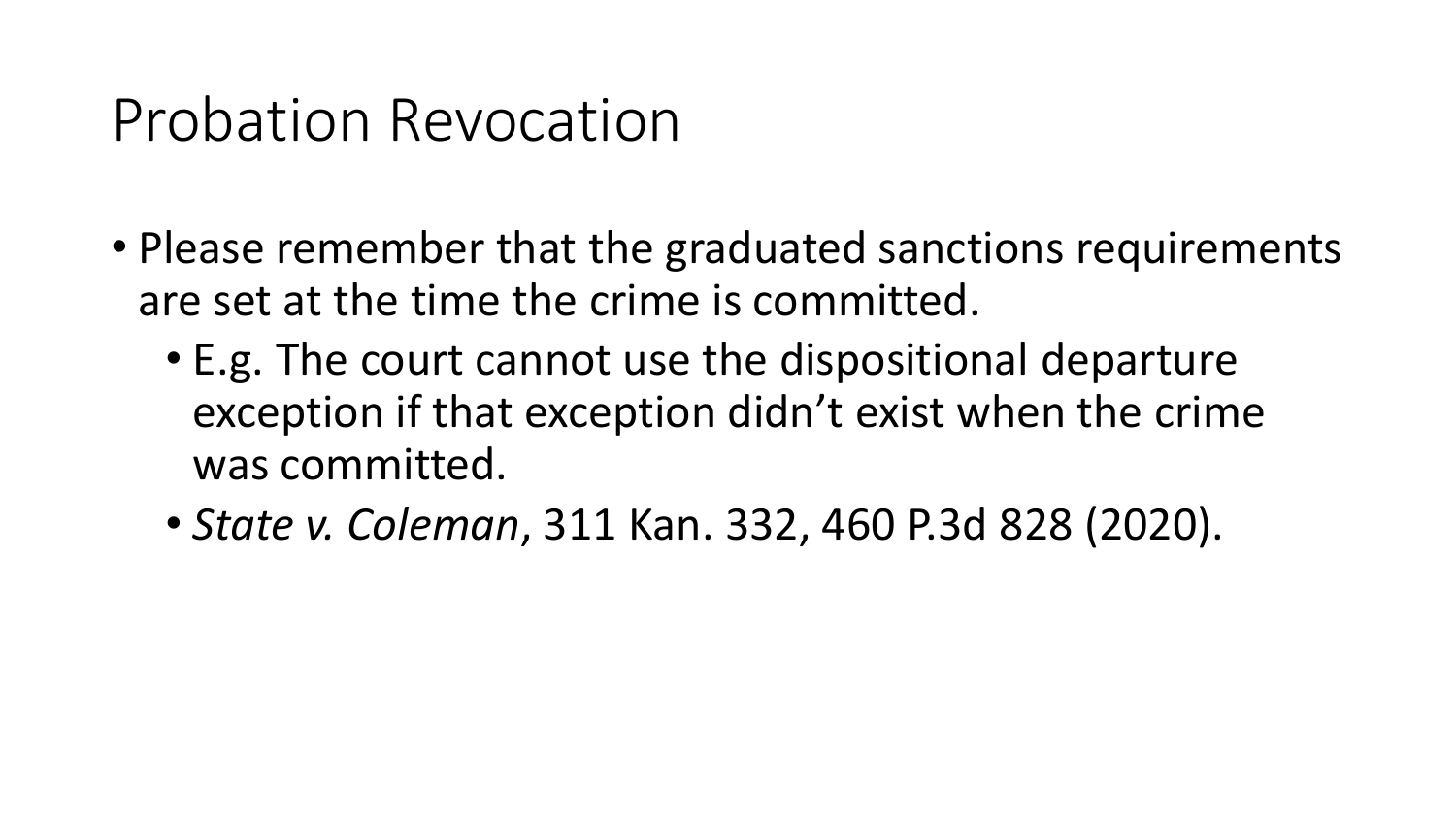# Probation Revocation

- Please remember that the graduated sanctions requirements are set at the time the crime is committed.
  - E.g. The court cannot use the dispositional departure exception if that exception didn't exist when the crime was committed.
  - *State v. Coleman*, 311 Kan. 332, 460 P.3d 828 (2020).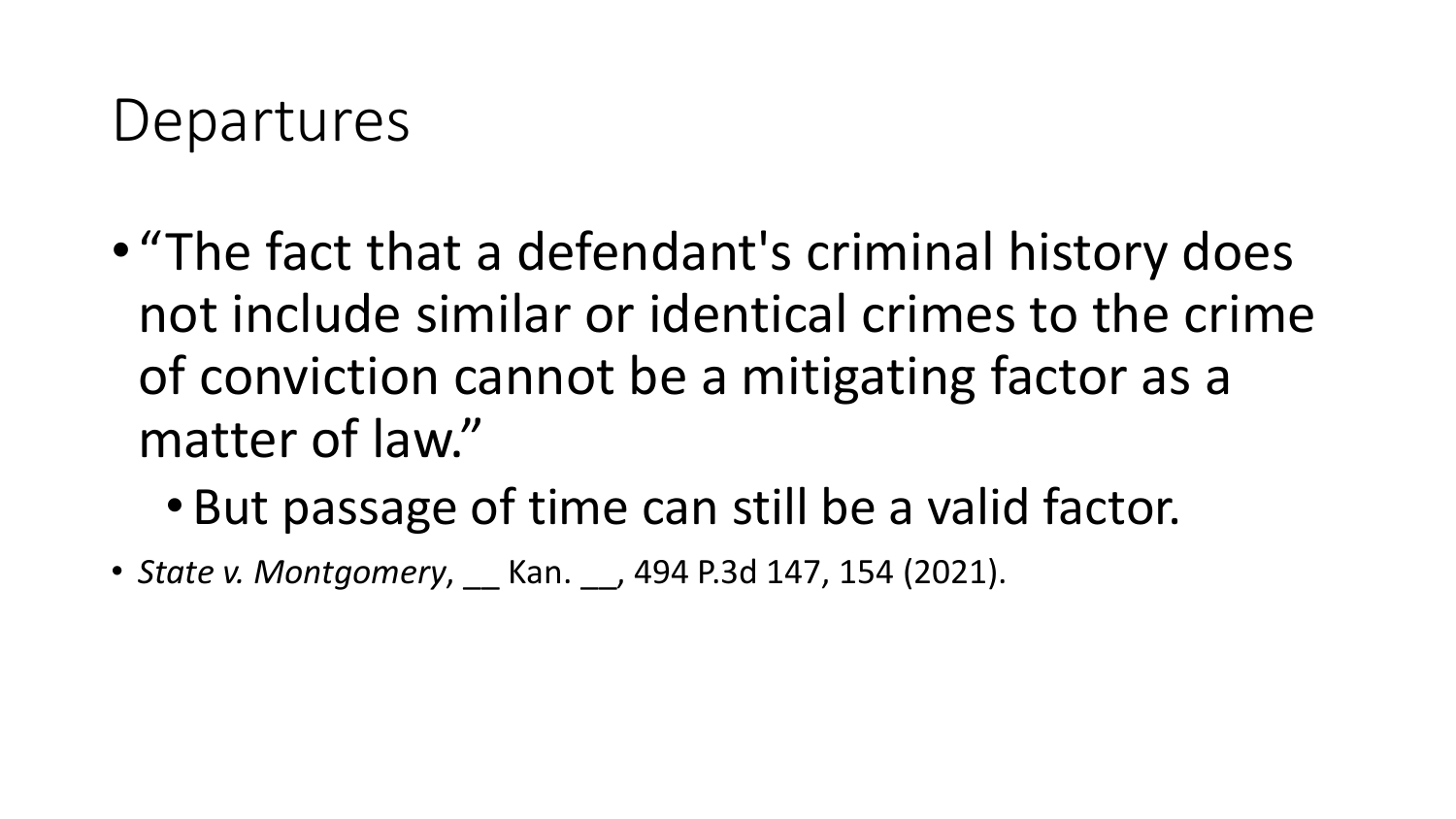# Departures

- "The fact that a defendant's criminal history does not include similar or identical crimes to the crime of conviction cannot be a mitigating factor as a matter of law."
  - But passage of time can still be a valid factor.
- *State v. Montgomery*, __ Kan. __, 494 P.3d 147, 154 (2021).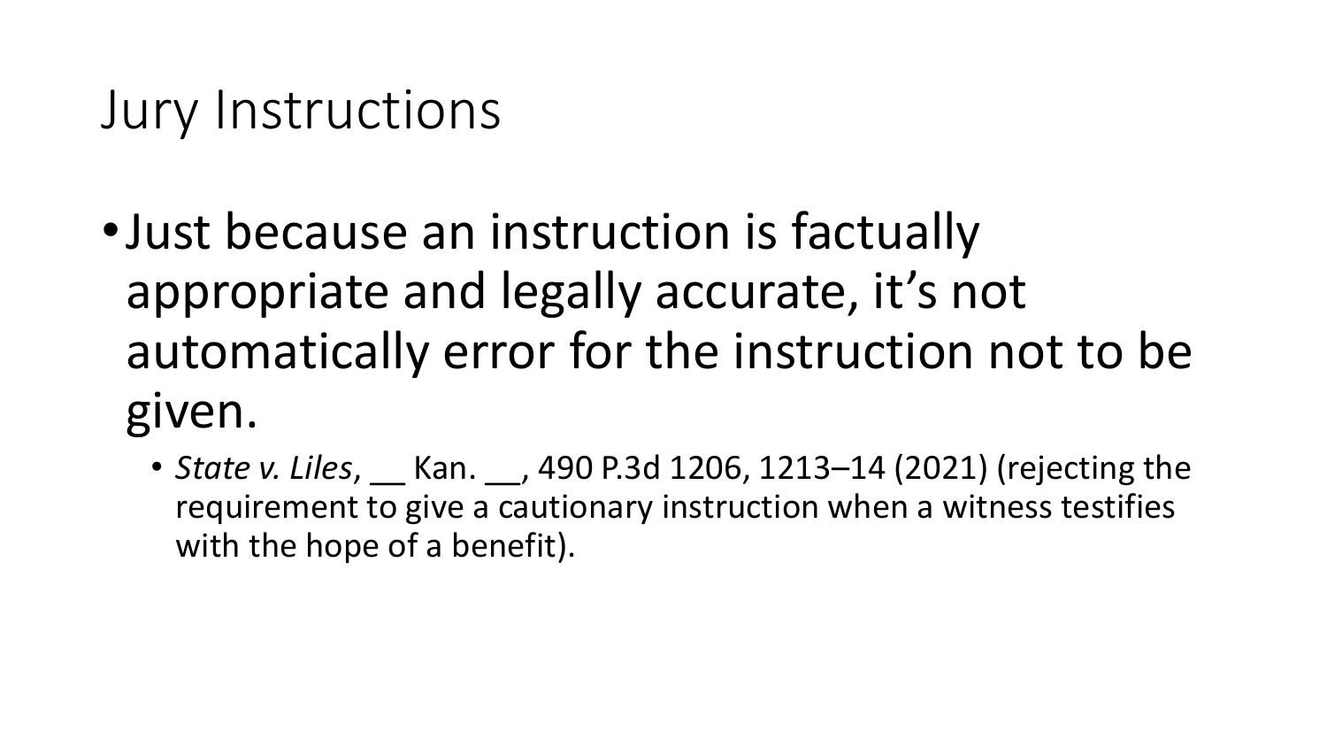# Jury Instructions

- Just because an instruction is factually appropriate and legally accurate, it's not automatically error for the instruction not to be given.
  - *State v. Liles*, __ Kan. __, 490 P.3d 1206, 1213–14 (2021) (rejecting the requirement to give a cautionary instruction when a witness testifies with the hope of a benefit).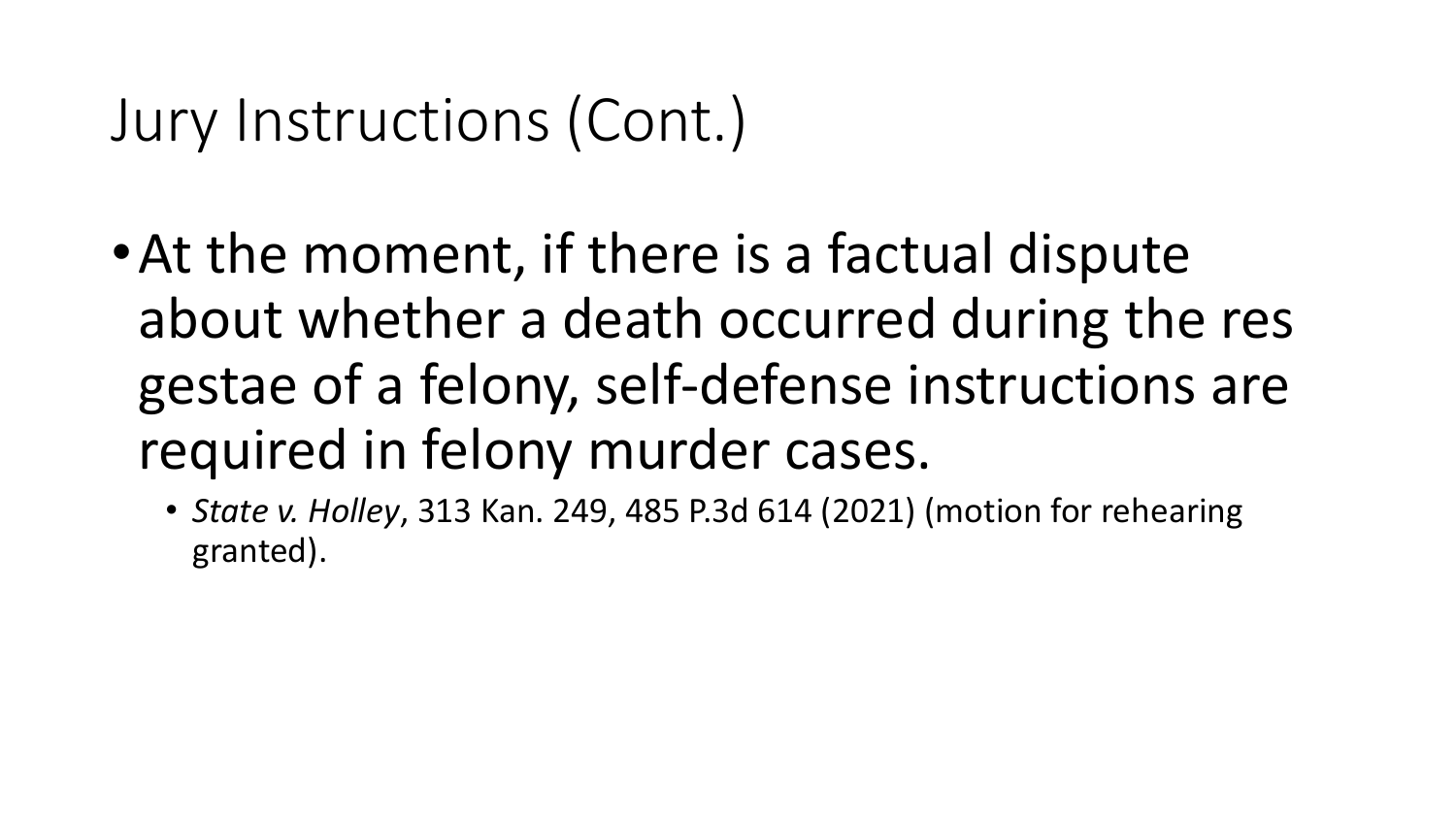# Jury Instructions (Cont.)

- At the moment, if there is a factual dispute about whether a death occurred during the res gestae of a felony, self-defense instructions are required in felony murder cases.
  - *State v. Holley*, 313 Kan. 249, 485 P.3d 614 (2021) (motion for rehearing granted).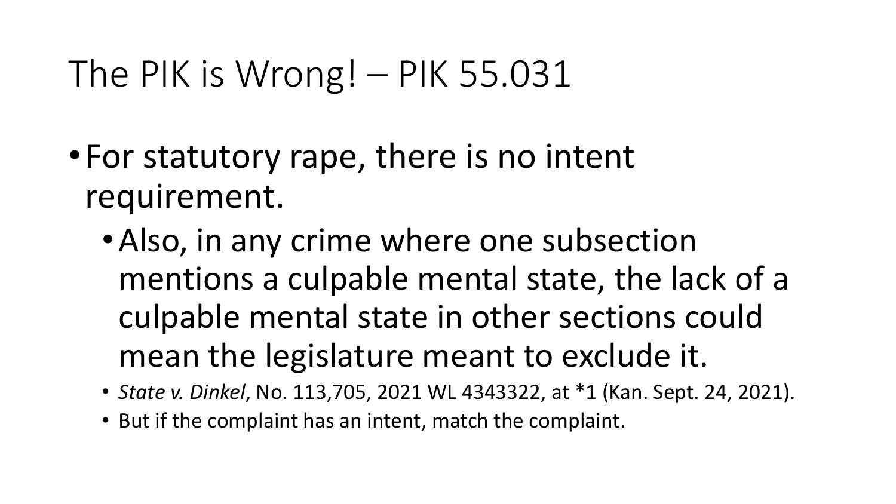# The PIK is Wrong! – PIK 55.031

- For statutory rape, there is no intent requirement.
  - Also, in any crime where one subsection mentions a culpable mental state, the lack of a culpable mental state in other sections could mean the legislature meant to exclude it.
    - *State v. Dinkel*, No. 113,705, 2021 WL 4343322, at *1 (Kan. Sept. 24, 2021).
    - But if the complaint has an intent, match the complaint.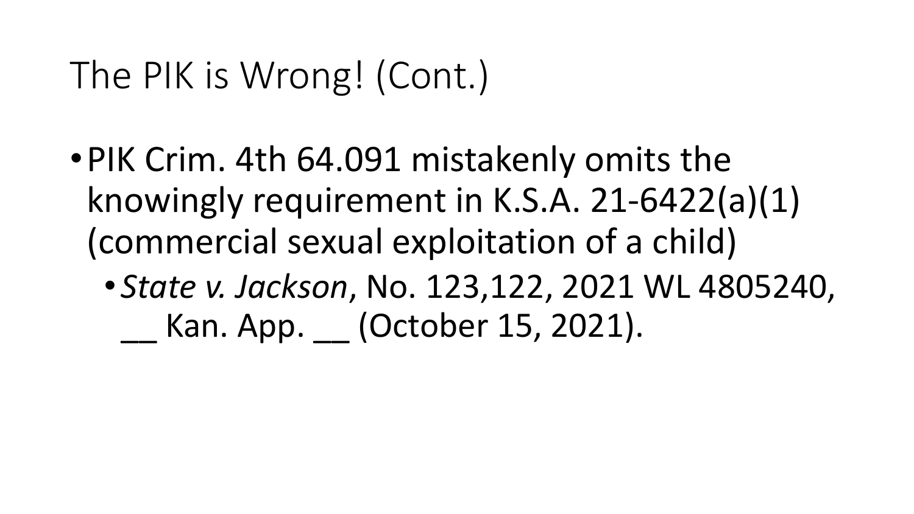# The PIK is Wrong! (Cont.)

- PIK Crim. 4th 64.091 mistakenly omits the knowingly requirement in K.S.A. 21-6422(a)(1) (commercial sexual exploitation of a child)
  - *State v. Jackson*, No. 123,122, 2021 WL 4805240, __ Kan. App. __ (October 15, 2021).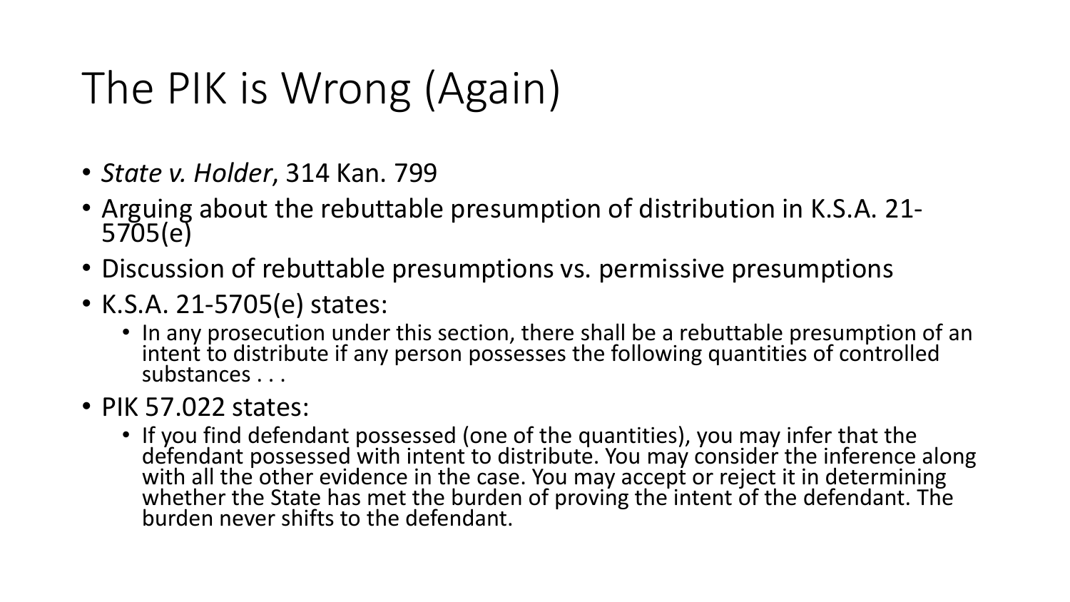# The PIK is Wrong (Again)

- *State v. Holder*, 314 Kan. 799
- Arguing about the rebuttable presumption of distribution in K.S.A. 21-5705(e)
- Discussion of rebuttable presumptions vs. permissive presumptions
- K.S.A. 21-5705(e) states:
  - In any prosecution under this section, there shall be a rebuttable presumption of an intent to distribute if any person possesses the following quantities of controlled substances . . .
- PIK 57.022 states:
  - If you find defendant possessed (one of the quantities), you may infer that the defendant possessed with intent to distribute. You may consider the inference along with all the other evidence in the case. You may accept or reject it in determining whether the State has met the burden of proving the intent of the defendant. The burden never shifts to the defendant.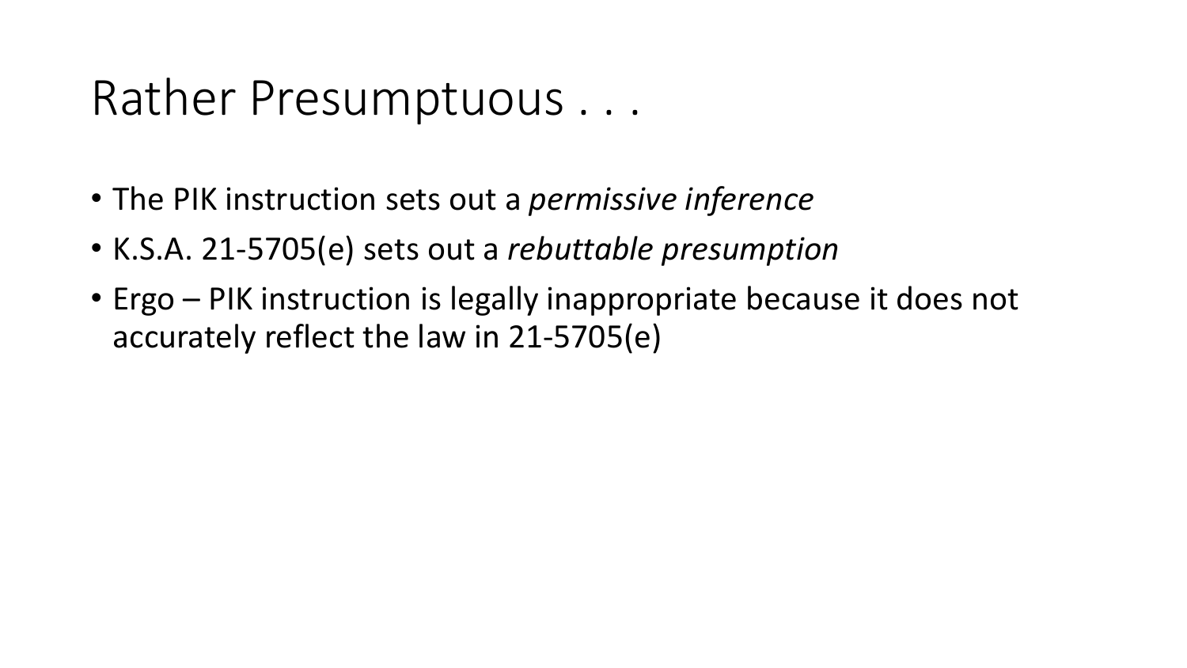# Rather Presumptuous . . .

- The PIK instruction sets out a *permissive inference*
- K.S.A. 21-5705(e) sets out a *rebuttable presumption*
- Ergo – PIK instruction is legally inappropriate because it does not accurately reflect the law in 21-5705(e)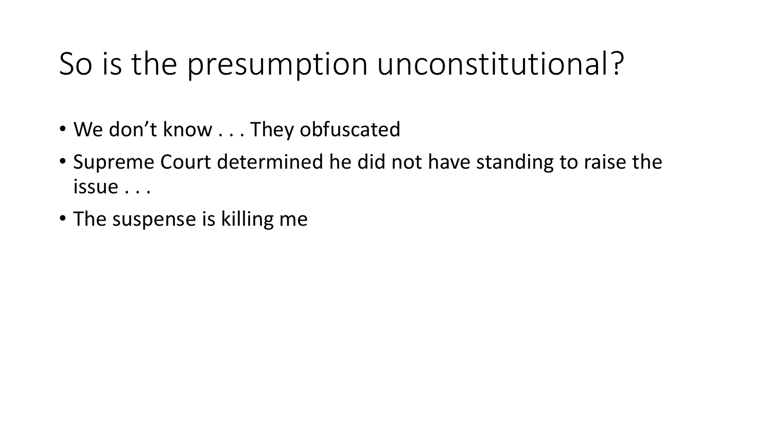# So is the presumption unconstitutional?

- We don't know . . . They obfuscated
- Supreme Court determined he did not have standing to raise the issue . . .
- The suspense is killing me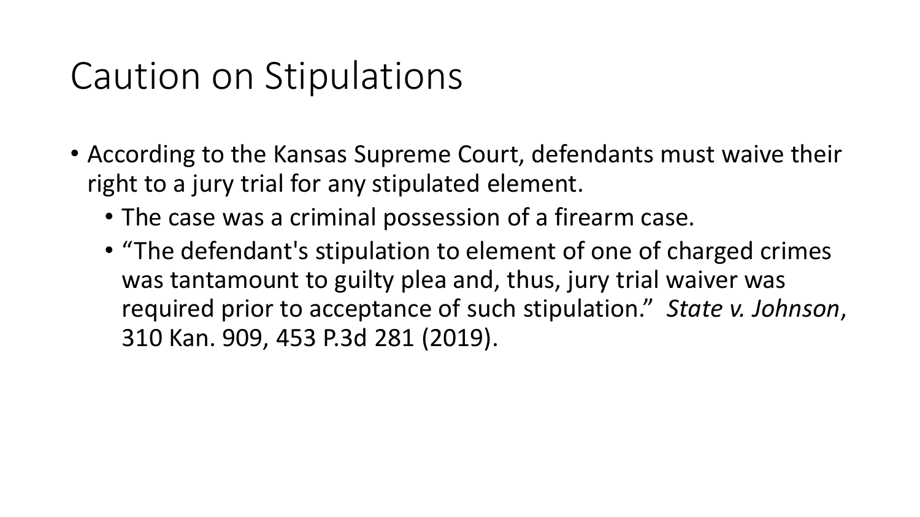# Caution on Stipulations

- According to the Kansas Supreme Court, defendants must waive their right to a jury trial for any stipulated element.
  - The case was a criminal possession of a firearm case.
  - "The defendant's stipulation to element of one of charged crimes was tantamount to guilty plea and, thus, jury trial waiver was required prior to acceptance of such stipulation." *State v. Johnson*, 310 Kan. 909, 453 P.3d 281 (2019).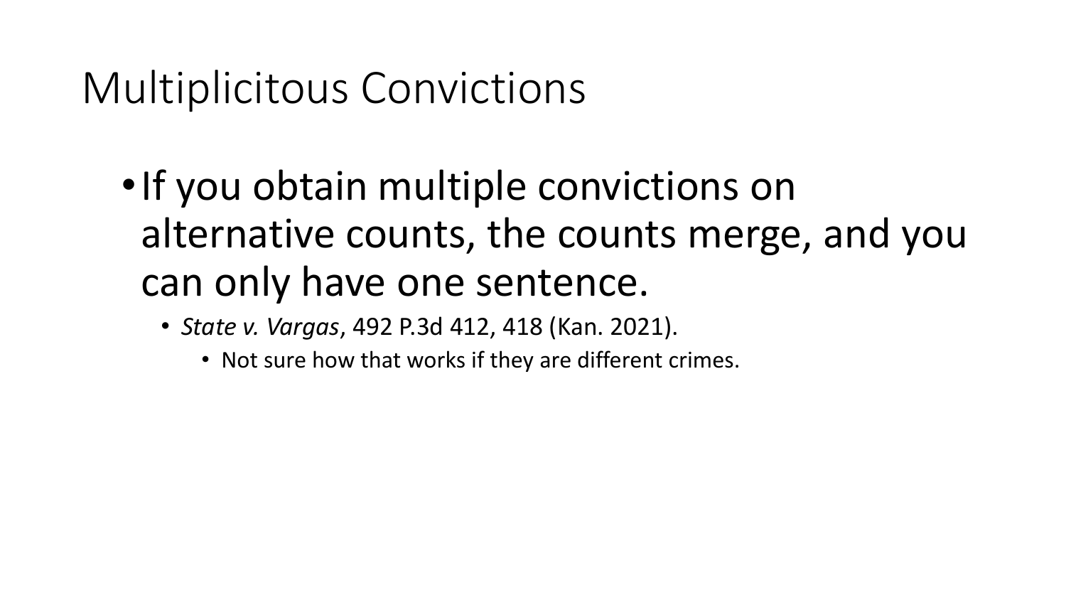# Multiplicitous Convictions

- If you obtain multiple convictions on alternative counts, the counts merge, and you can only have one sentence.
  - *State v. Vargas*, 492 P.3d 412, 418 (Kan. 2021).
    - Not sure how that works if they are different crimes.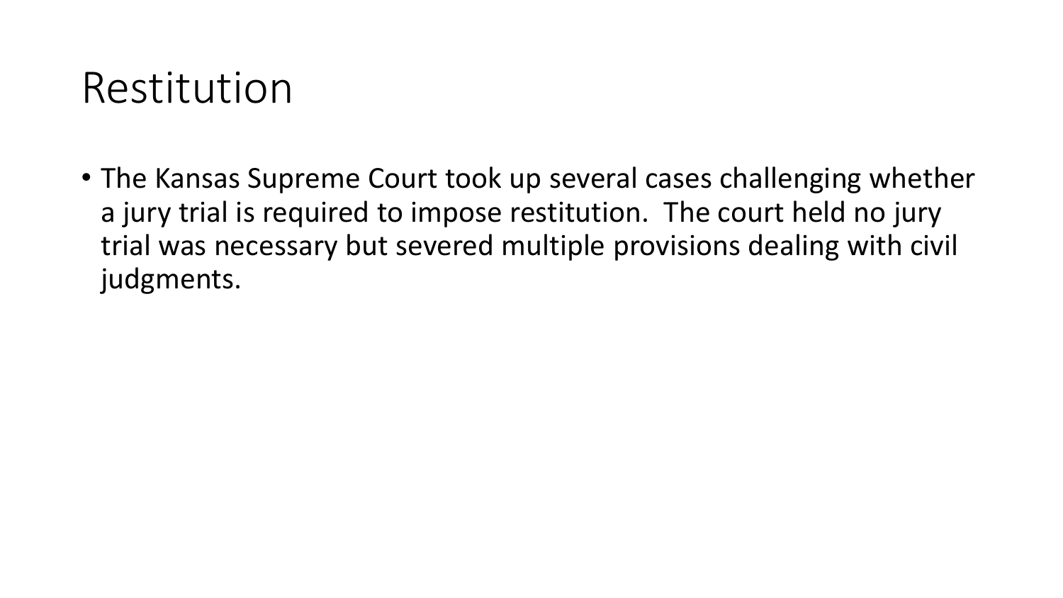# Restitution

- The Kansas Supreme Court took up several cases challenging whether a jury trial is required to impose restitution. The court held no jury trial was necessary but severed multiple provisions dealing with civil judgments.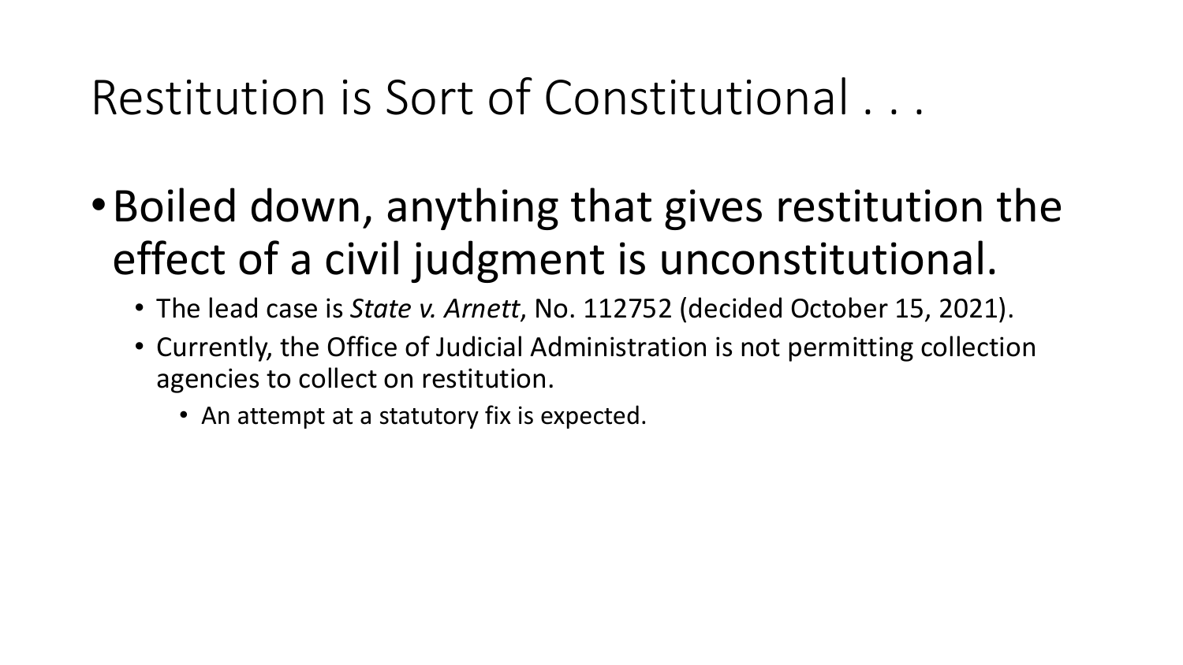# Restitution is Sort of Constitutional . . .

- Boiled down, anything that gives restitution the effect of a civil judgment is unconstitutional.
  - The lead case is *State v. Arnett*, No. 112752 (decided October 15, 2021).
  - Currently, the Office of Judicial Administration is not permitting collection agencies to collect on restitution.
    - An attempt at a statutory fix is expected.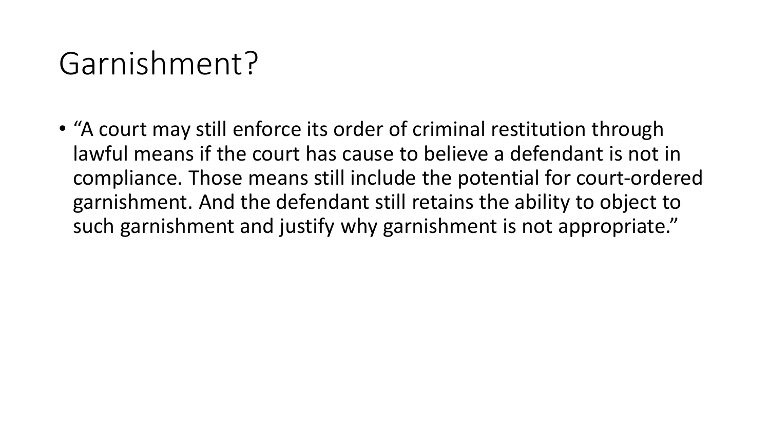# Garnishment?

- "A court may still enforce its order of criminal restitution through lawful means if the court has cause to believe a defendant is not in compliance. Those means still include the potential for court-ordered garnishment. And the defendant still retains the ability to object to such garnishment and justify why garnishment is not appropriate."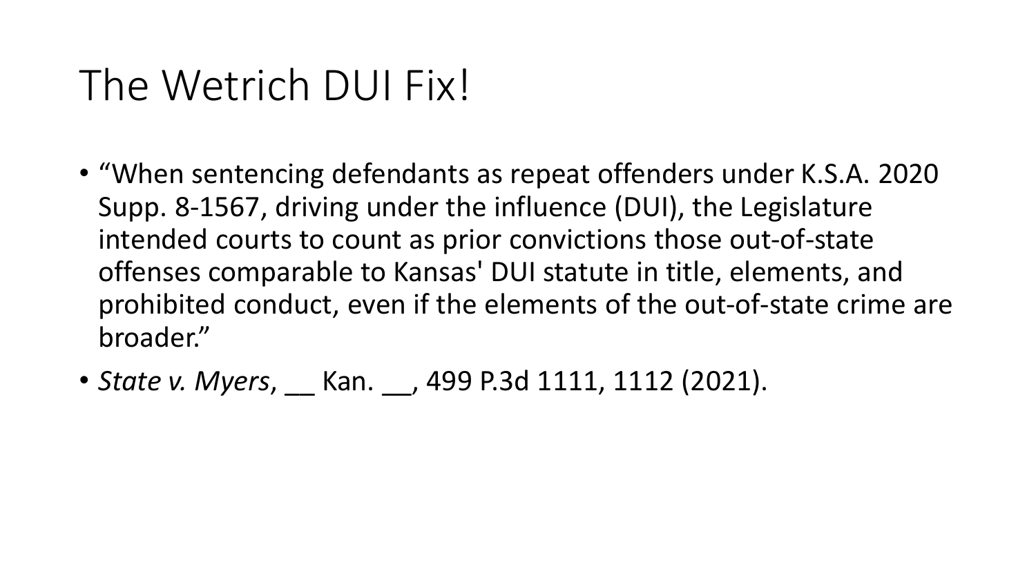# The Wetrich DUI Fix!

- "When sentencing defendants as repeat offenders under K.S.A. 2020 Supp. 8-1567, driving under the influence (DUI), the Legislature intended courts to count as prior convictions those out-of-state offenses comparable to Kansas' DUI statute in title, elements, and prohibited conduct, even if the elements of the out-of-state crime are broader."
- *State v. Myers*, __ Kan. __, 499 P.3d 1111, 1112 (2021).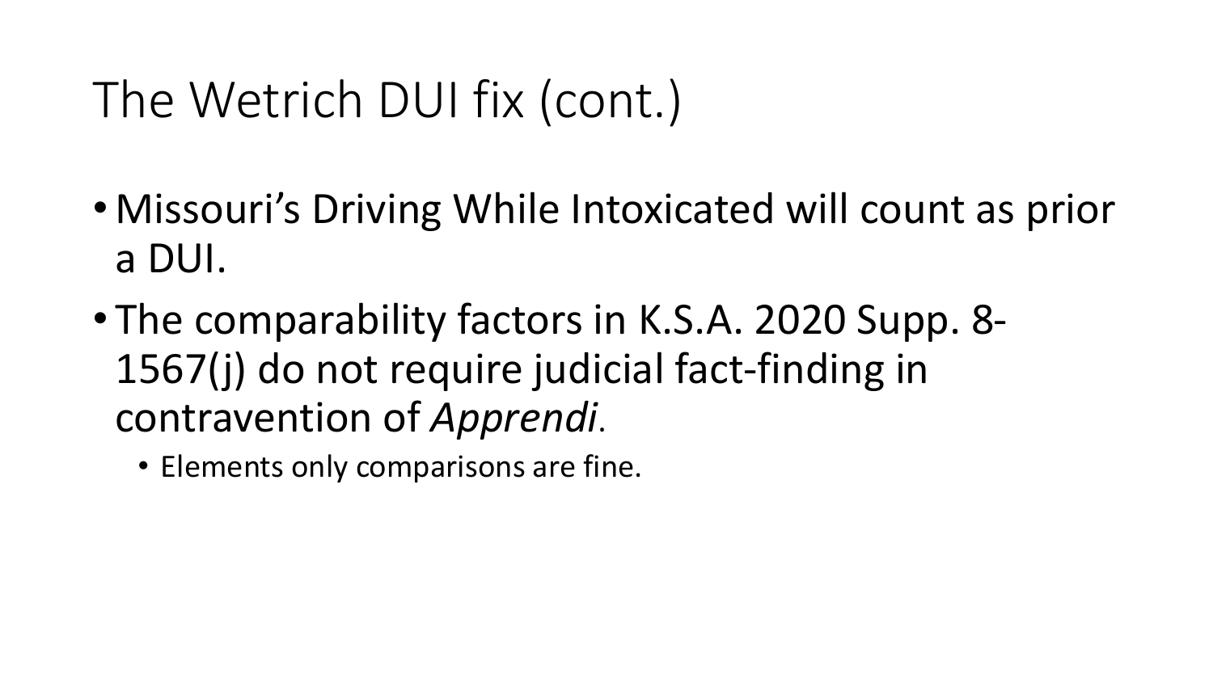# The Wetrich DUI fix (cont.)

- Missouri's Driving While Intoxicated will count as prior a DUI.
- The comparability factors in K.S.A. 2020 Supp. 8-1567(j) do not require judicial fact-finding in contravention of *Apprendi*.
  - Elements only comparisons are fine.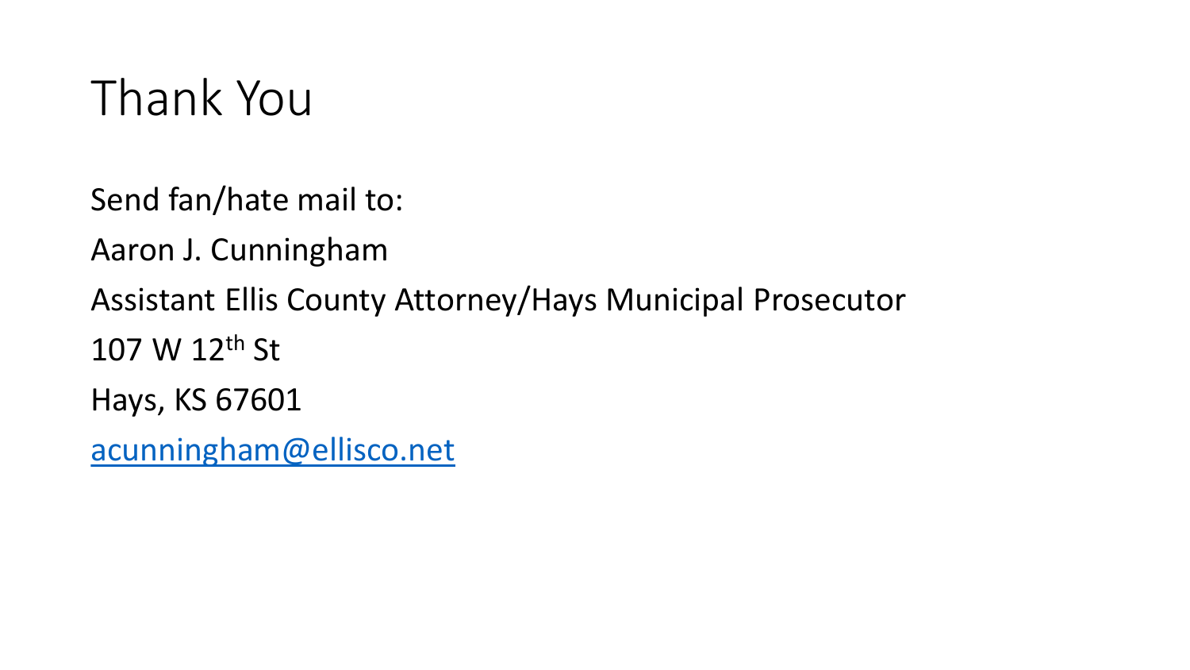# Thank You

Send fan/hate mail to:

Aaron J. Cunningham

Assistant Ellis County Attorney/Hays Municipal Prosecutor

107 W 12th St

Hays, KS 67601

acunningham@ellisco.net